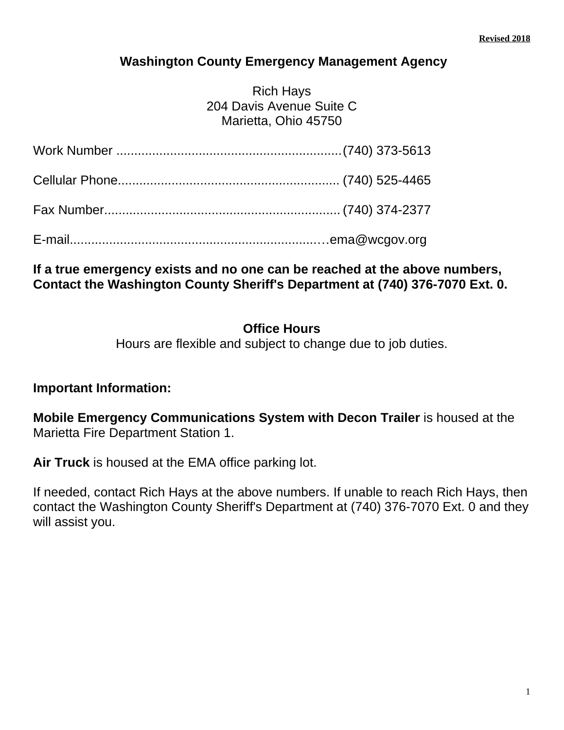**Revised 2018**

# Washington County Emergency Management Agency

Rich Hays
204 Davis Avenue Suite C
Marietta, Ohio 45750

Work Number ............................................................(740) 373-5613

Cellular Phone.......................................................... (740) 525-4465

Fax Number.............................................................. (740) 374-2377

E-mail.....................................................................ema@wcgov.org

**If a true emergency exists and no one can be reached at the above numbers, Contact the Washington County Sheriff's Department at (740) 376-7070 Ext. 0.**

## Office Hours

Hours are flexible and subject to change due to job duties.

**Important Information:**

**Mobile Emergency Communications System with Decon Trailer** is housed at the Marietta Fire Department Station 1.

**Air Truck** is housed at the EMA office parking lot.

If needed, contact Rich Hays at the above numbers. If unable to reach Rich Hays, then contact the Washington County Sheriff's Department at (740) 376-7070 Ext. 0 and they will assist you.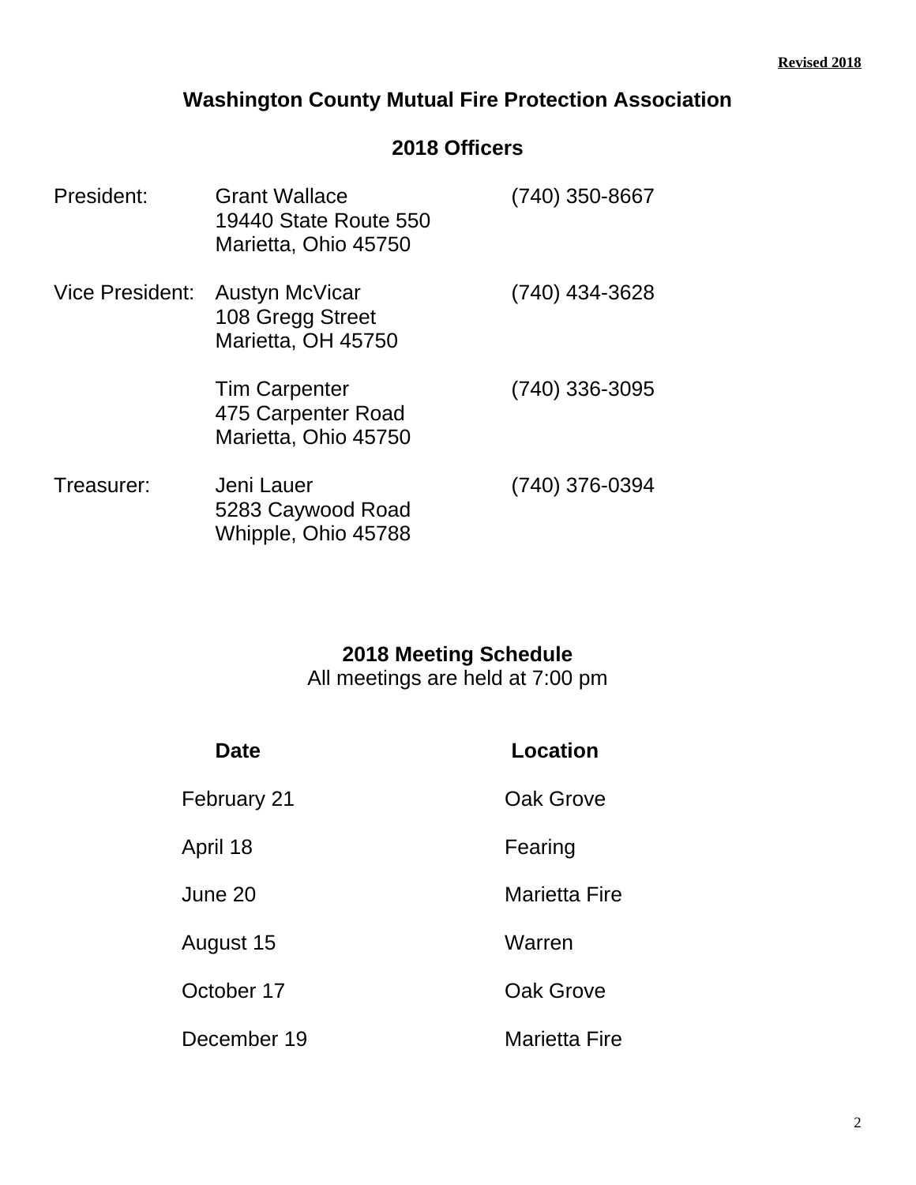**Revised 2018**

# Washington County Mutual Fire Protection Association

## 2018 Officers

| | | |
|---|---|---|
| President: | Grant Wallace<br>19440 State Route 550<br>Marietta, Ohio 45750 | (740) 350-8667 |
| Vice President: | Austyn McVicar<br>108 Gregg Street<br>Marietta, OH 45750 | (740) 434-3628 |
| | Tim Carpenter<br>475 Carpenter Road<br>Marietta, Ohio 45750 | (740) 336-3095 |
| Treasurer: | Jeni Lauer<br>5283 Caywood Road<br>Whipple, Ohio 45788 | (740) 376-0394 |

## 2018 Meeting Schedule

All meetings are held at 7:00 pm

| Date | Location |
|---|---|
| February 21 | Oak Grove |
| April 18 | Fearing |
| June 20 | Marietta Fire |
| August 15 | Warren |
| October 17 | Oak Grove |
| December 19 | Marietta Fire |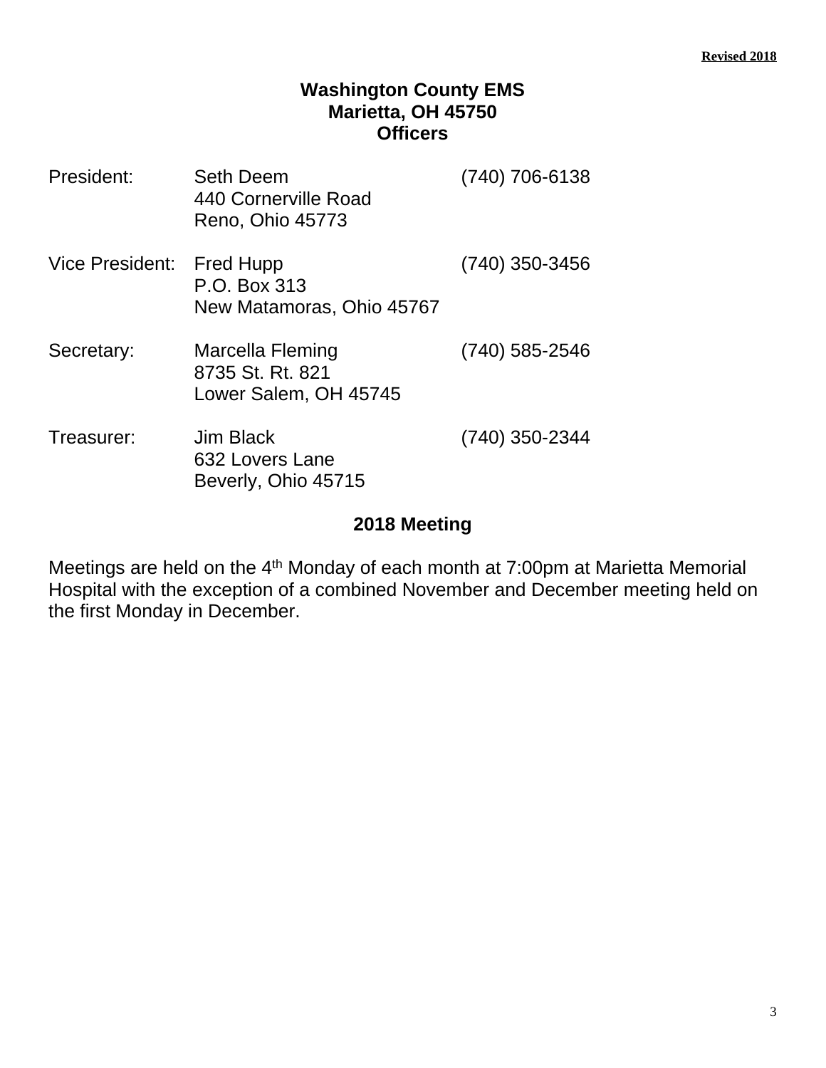**Revised 2018**

# Washington County EMS
## Marietta, OH 45750
## Officers

| | | |
|---|---|---|
| President: | Seth Deem<br>440 Cornerville Road<br>Reno, Ohio 45773 | (740) 706-6138 |
| Vice President: | Fred Hupp<br>P.O. Box 313<br>New Matamoras, Ohio 45767 | (740) 350-3456 |
| Secretary: | Marcella Fleming<br>8735 St. Rt. 821<br>Lower Salem, OH 45745 | (740) 585-2546 |
| Treasurer: | Jim Black<br>632 Lovers Lane<br>Beverly, Ohio 45715 | (740) 350-2344 |

## 2018 Meeting

Meetings are held on the 4th Monday of each month at 7:00pm at Marietta Memorial Hospital with the exception of a combined November and December meeting held on the first Monday in December.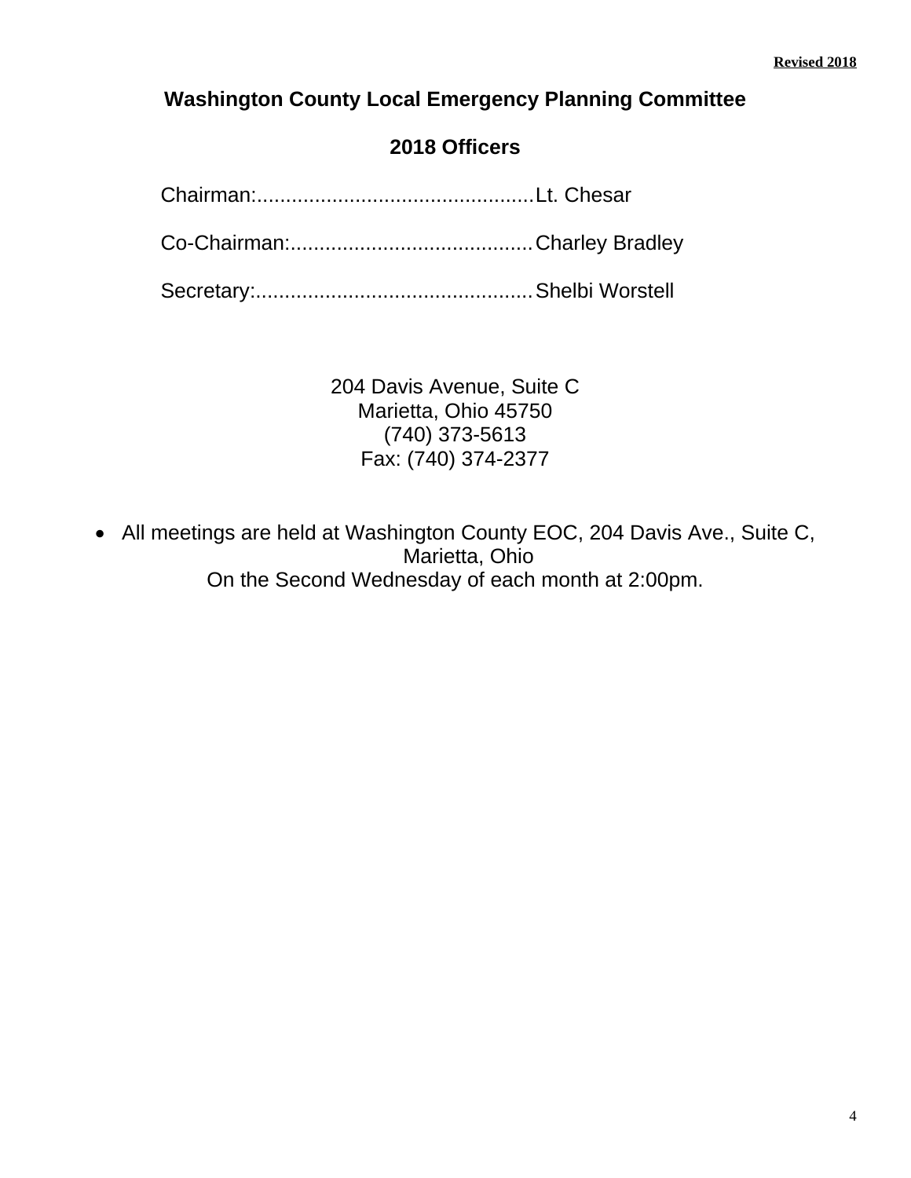**Revised 2018**

# Washington County Local Emergency Planning Committee

## 2018 Officers

Chairman:................................................Lt. Chesar

Co-Chairman:..........................................Charley Bradley

Secretary:................................................Shelbi Worstell

204 Davis Avenue, Suite C
Marietta, Ohio 45750
(740) 373-5613
Fax: (740) 374-2377

- All meetings are held at Washington County EOC, 204 Davis Ave., Suite C, Marietta, Ohio
On the Second Wednesday of each month at 2:00pm.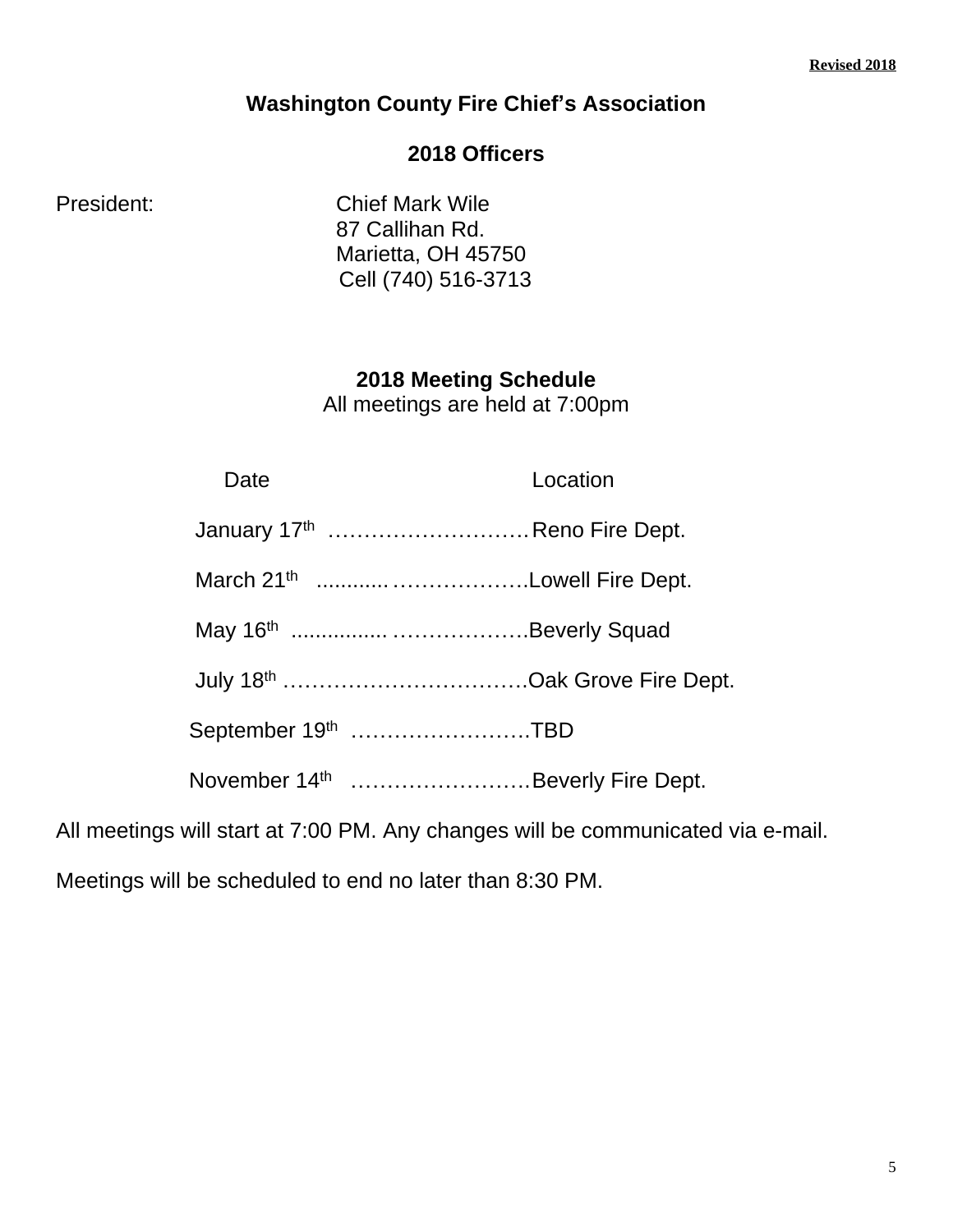**Revised 2018**

## Washington County Fire Chief's Association

### 2018 Officers

President: Chief Mark Wile
87 Callihan Rd.
Marietta, OH 45750
Cell (740) 516-3713

### 2018 Meeting Schedule

All meetings are held at 7:00pm

| Date | Location |
|---|---|
| January 17th | Reno Fire Dept. |
| March 21st | Lowell Fire Dept. |
| May 16th | Beverly Squad |
| July 18th | Oak Grove Fire Dept. |
| September 19th | TBD |
| November 14th | Beverly Fire Dept. |

All meetings will start at 7:00 PM. Any changes will be communicated via e-mail.

Meetings will be scheduled to end no later than 8:30 PM.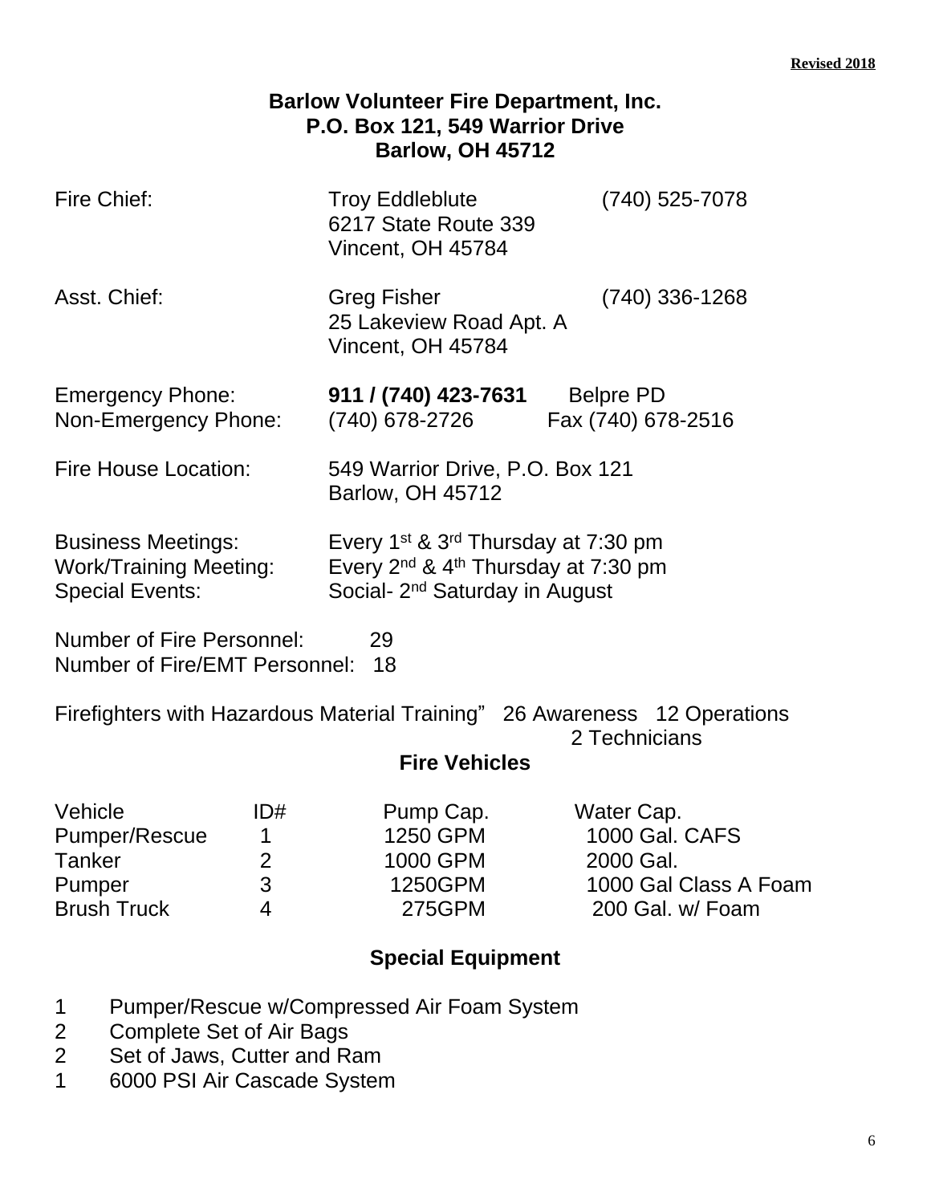**Revised 2018**

## Barlow Volunteer Fire Department, Inc.
## P.O. Box 121, 549 Warrior Drive
## Barlow, OH 45712

Fire Chief: Troy Eddleblute (740) 525-7078
6217 State Route 339
Vincent, OH 45784

Asst. Chief: Greg Fisher (740) 336-1268
25 Lakeview Road Apt. A
Vincent, OH 45784

Emergency Phone: **911 / (740) 423-7631** Belpre PD
Non-Emergency Phone: (740) 678-2726 Fax (740) 678-2516

Fire House Location: 549 Warrior Drive, P.O. Box 121
Barlow, OH 45712

Business Meetings: Every 1st & 3rd Thursday at 7:30 pm
Work/Training Meeting: Every 2nd & 4th Thursday at 7:30 pm
Special Events: Social- 2nd Saturday in August

Number of Fire Personnel: 29
Number of Fire/EMT Personnel: 18

Firefighters with Hazardous Material Training" 26 Awareness 12 Operations
2 Technicians

## Fire Vehicles

| Vehicle | ID# | Pump Cap. | Water Cap. |
|---|---|---|---|
| Pumper/Rescue | 1 | 1250 GPM | 1000 Gal. CAFS |
| Tanker | 2 | 1000 GPM | 2000 Gal. |
| Pumper | 3 | 1250GPM | 1000 Gal Class A Foam |
| Brush Truck | 4 | 275GPM | 200 Gal. w/ Foam |

## Special Equipment

1 Pumper/Rescue w/Compressed Air Foam System
2 Complete Set of Air Bags
2 Set of Jaws, Cutter and Ram
1 6000 PSI Air Cascade System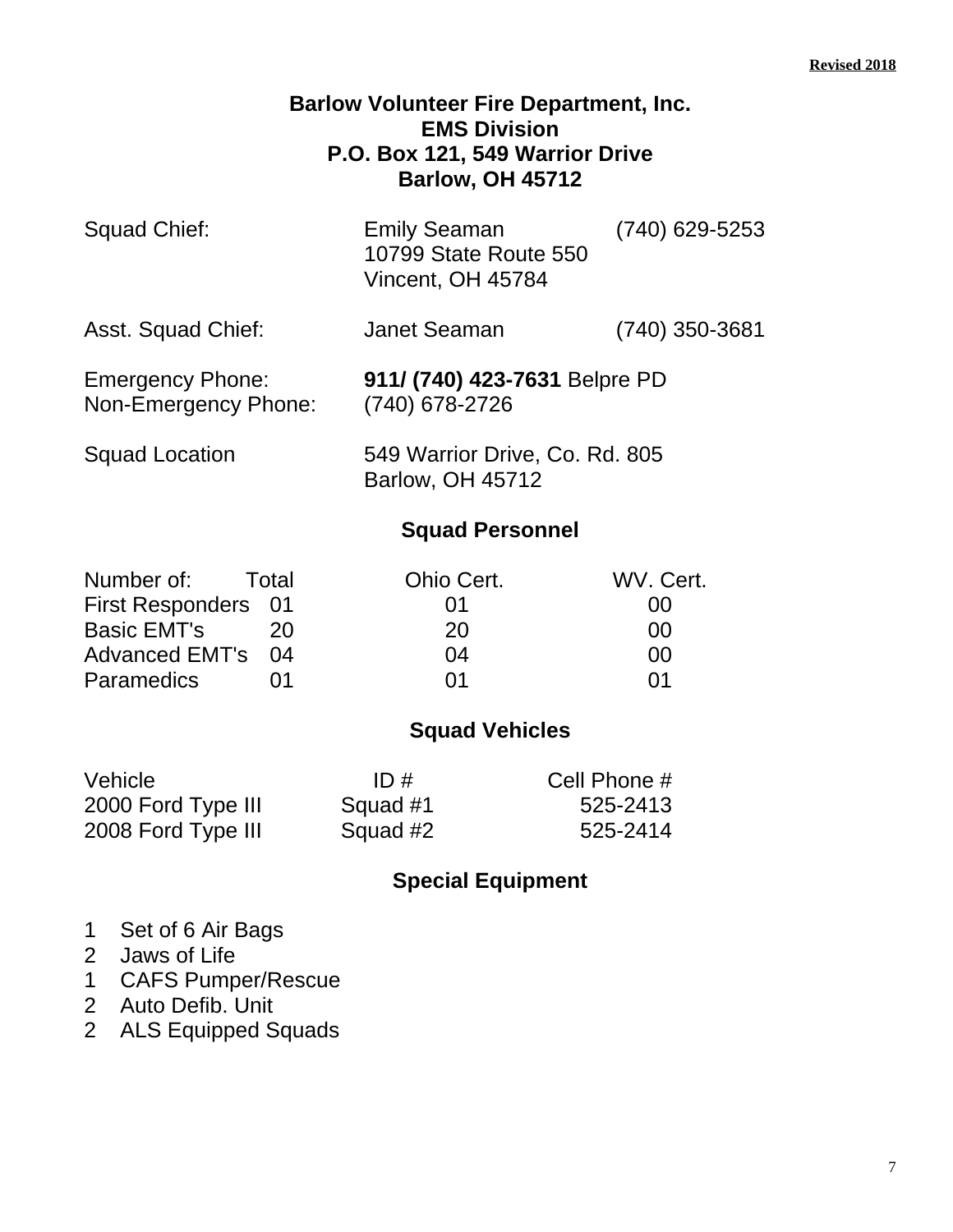**Revised 2018**

# Barlow Volunteer Fire Department, Inc.
## EMS Division
## P.O. Box 121, 549 Warrior Drive
## Barlow, OH 45712

| | | |
|---|---|---|
| Squad Chief: | Emily Seaman<br>10799 State Route 550<br>Vincent, OH 45784 | (740) 629-5253 |
| Asst. Squad Chief: | Janet Seaman | (740) 350-3681 |
| Emergency Phone: | **911/ (740) 423-7631** Belpre PD | |
| Non-Emergency Phone: | (740) 678-2726 | |
| Squad Location | 549 Warrior Drive, Co. Rd. 805<br>Barlow, OH 45712 | |

## Squad Personnel

| Number of: | Total | Ohio Cert. | WV. Cert. |
|---|---|---|---|
| First Responders | 01 | 01 | 00 |
| Basic EMT's | 20 | 20 | 00 |
| Advanced EMT's | 04 | 04 | 00 |
| Paramedics | 01 | 01 | 01 |

## Squad Vehicles

| Vehicle | ID # | Cell Phone # |
|---|---|---|
| 2000 Ford Type III | Squad #1 | 525-2413 |
| 2008 Ford Type III | Squad #2 | 525-2414 |

## Special Equipment

- 1 Set of 6 Air Bags
- 2 Jaws of Life
- 1 CAFS Pumper/Rescue
- 2 Auto Defib. Unit
- 2 ALS Equipped Squads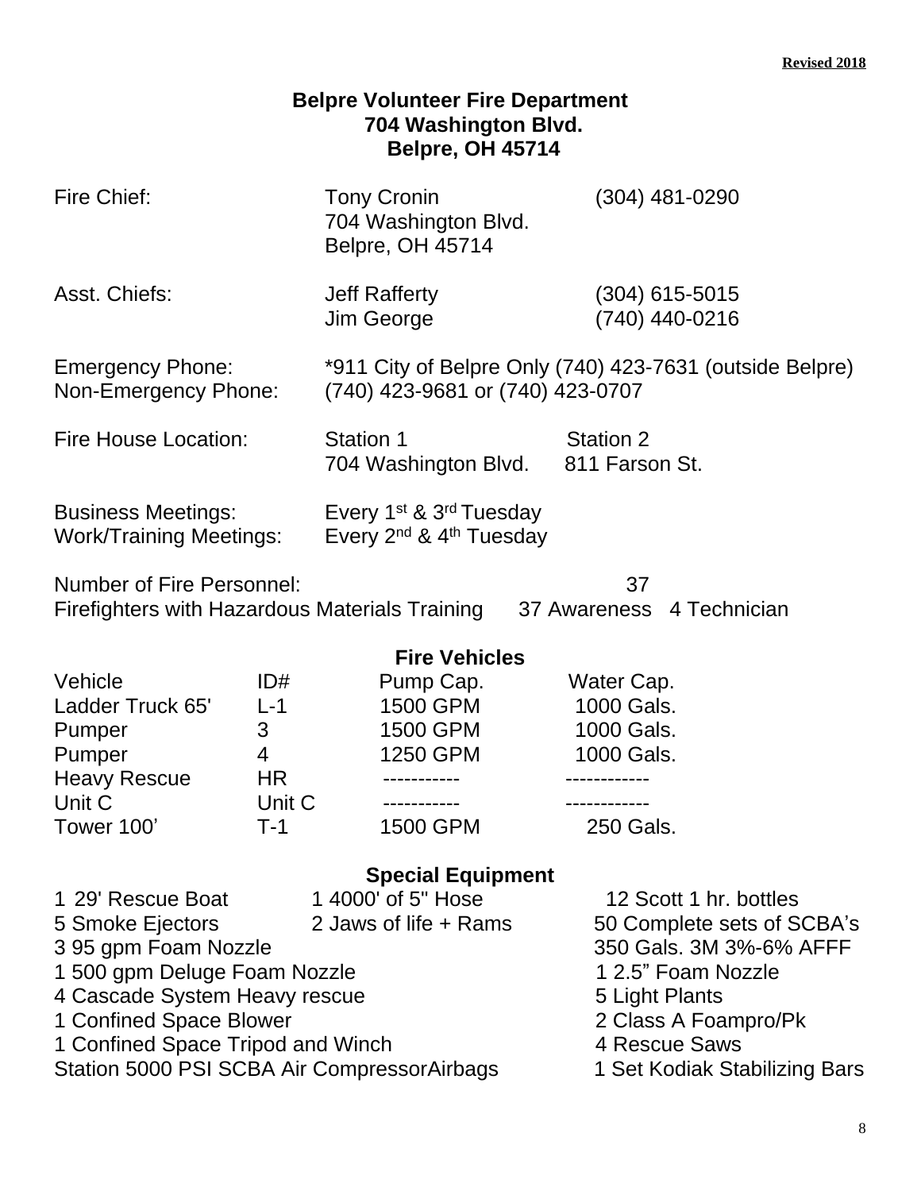**Revised 2018**

# Belpre Volunteer Fire Department
## 704 Washington Blvd.
## Belpre, OH 45714

| | | |
|---|---|---|
| Fire Chief: | Tony Cronin<br>704 Washington Blvd.<br>Belpre, OH 45714 | (304) 481-0290 |
| Asst. Chiefs: | Jeff Rafferty<br>Jim George | (304) 615-5015<br>(740) 440-0216 |
| Emergency Phone: | *911 City of Belpre Only (740) 423-7631 (outside Belpre) | |
| Non-Emergency Phone: | (740) 423-9681 or (740) 423-0707 | |
| Fire House Location: | Station 1<br>704 Washington Blvd. | Station 2<br>811 Farson St. |
| Business Meetings: | Every 1st & 3rd Tuesday | |
| Work/Training Meetings: | Every 2nd & 4th Tuesday | |

Number of Fire Personnel: 37

Firefighters with Hazardous Materials Training 37 Awareness 4 Technician

## Fire Vehicles

| Vehicle | ID# | Pump Cap. | Water Cap. |
|---|---|---|---|
| Ladder Truck 65' | L-1 | 1500 GPM | 1000 Gals. |
| Pumper | 3 | 1500 GPM | 1000 Gals. |
| Pumper | 4 | 1250 GPM | 1000 Gals. |
| Heavy Rescue | HR | ----------- | ------------ |
| Unit C | Unit C | ----------- | ------------ |
| Tower 100' | T-1 | 1500 GPM | 250 Gals. |

## Special Equipment

- 1 29' Rescue Boat
- 1 4000' of 5" Hose
- 12 Scott 1 hr. bottles
- 5 Smoke Ejectors
- 2 Jaws of life + Rams
- 50 Complete sets of SCBA's
- 3 95 gpm Foam Nozzle
- 350 Gals. 3M 3%-6% AFFF
- 1 500 gpm Deluge Foam Nozzle
- 1 2.5" Foam Nozzle
- 4 Cascade System Heavy rescue
- 5 Light Plants
- 1 Confined Space Blower
- 2 Class A Foampro/Pk
- 1 Confined Space Tripod and Winch
- 4 Rescue Saws
- Station 5000 PSI SCBA Air CompressorAirbags
- 1 Set Kodiak Stabilizing Bars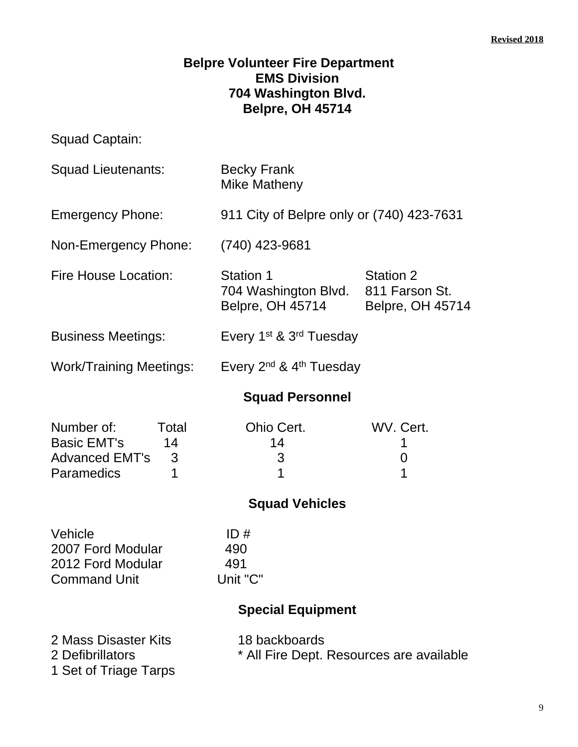**Revised 2018**

# Belpre Volunteer Fire Department
## EMS Division
## 704 Washington Blvd.
## Belpre, OH 45714

Squad Captain:

Squad Lieutenants: Becky Frank
Mike Matheny

Emergency Phone: 911 City of Belpre only or (740) 423-7631

Non-Emergency Phone: (740) 423-9681

| Fire House Location: | Station 1 | Station 2 |
|---|---|---|
| | 704 Washington Blvd. | 811 Farson St. |
| | Belpre, OH 45714 | Belpre, OH 45714 |

Business Meetings: Every 1st & 3rd Tuesday

Work/Training Meetings: Every 2nd & 4th Tuesday

## Squad Personnel

| Number of: | Total | Ohio Cert. | WV. Cert. |
|---|---|---|---|
| Basic EMT's | 14 | 14 | 1 |
| Advanced EMT's | 3 | 3 | 0 |
| Paramedics | 1 | 1 | 1 |

## Squad Vehicles

| Vehicle | ID # |
|---|---|
| 2007 Ford Modular | 490 |
| 2012 Ford Modular | 491 |
| Command Unit | Unit "C" |

## Special Equipment

- 2 Mass Disaster Kits
- 2 Defibrillators
- 1 Set of Triage Tarps
- 18 backboards
- * All Fire Dept. Resources are available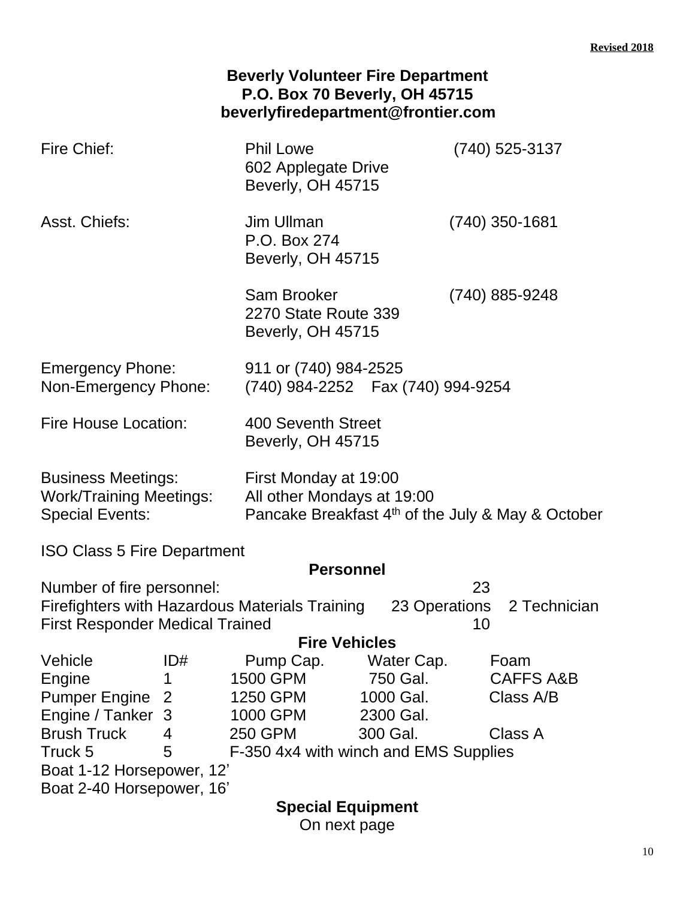**Revised 2018**

**Beverly Volunteer Fire Department**
**P.O. Box 70 Beverly, OH 45715**
**beverlyfiredepartment@frontier.com**

| | | |
|---|---|---|
| Fire Chief: | Phil Lowe<br>602 Applegate Drive<br>Beverly, OH 45715 | (740) 525-3137 |
| Asst. Chiefs: | Jim Ullman<br>P.O. Box 274<br>Beverly, OH 45715 | (740) 350-1681 |
| | Sam Brooker<br>2270 State Route 339<br>Beverly, OH 45715 | (740) 885-9248 |

Emergency Phone: 911 or (740) 984-2525
Non-Emergency Phone: (740) 984-2252 Fax (740) 994-9254

Fire House Location: 400 Seventh Street
Beverly, OH 45715

Business Meetings: First Monday at 19:00
Work/Training Meetings: All other Mondays at 19:00
Special Events: Pancake Breakfast 4th of the July & May & October

ISO Class 5 Fire Department

**Personnel**

Number of fire personnel: 23
Firefighters with Hazardous Materials Training 23 Operations 2 Technician
First Responder Medical Trained 10

**Fire Vehicles**

| Vehicle | ID# | Pump Cap. | Water Cap. | Foam |
|---|---|---|---|---|
| Engine | 1 | 1500 GPM | 750 Gal. | CAFFS A&B |
| Pumper Engine | 2 | 1250 GPM | 1000 Gal. | Class A/B |
| Engine / Tanker | 3 | 1000 GPM | 2300 Gal. | |
| Brush Truck | 4 | 250 GPM | 300 Gal. | Class A |
| Truck 5 | 5 | F-350 4x4 with winch and EMS Supplies | | |

Boat 1-12 Horsepower, 12'
Boat 2-40 Horsepower, 16'

**Special Equipment**

On next page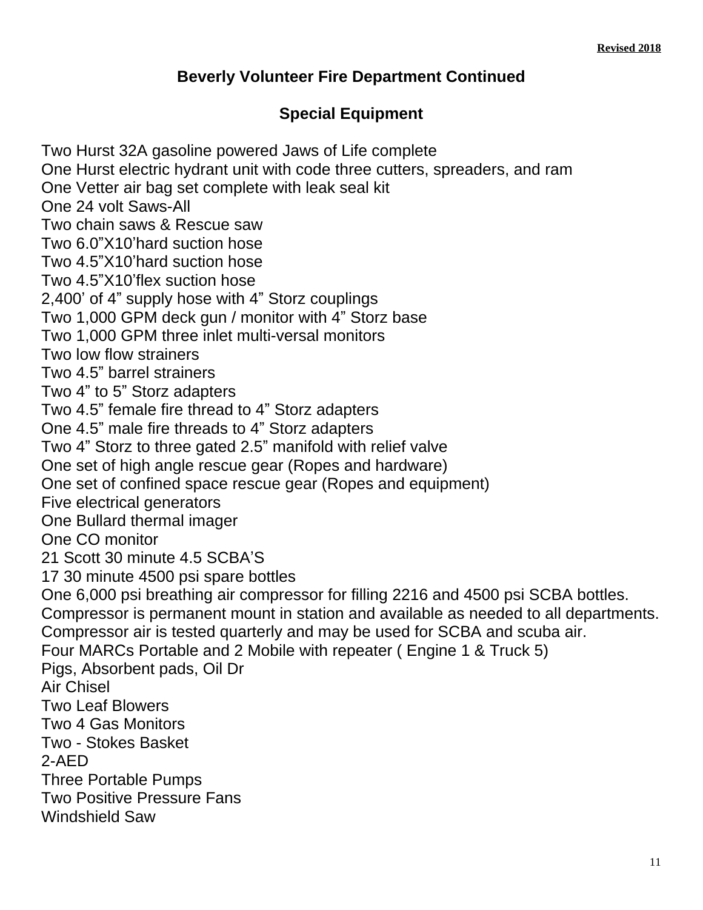**Revised 2018**

## Beverly Volunteer Fire Department Continued

### Special Equipment

Two Hurst 32A gasoline powered Jaws of Life complete
One Hurst electric hydrant unit with code three cutters, spreaders, and ram
One Vetter air bag set complete with leak seal kit
One 24 volt Saws-All
Two chain saws & Rescue saw
Two 6.0”X10’hard suction hose
Two 4.5”X10’hard suction hose
Two 4.5”X10’flex suction hose
2,400’ of 4” supply hose with 4” Storz couplings
Two 1,000 GPM deck gun / monitor with 4” Storz base
Two 1,000 GPM three inlet multi-versal monitors
Two low flow strainers
Two 4.5” barrel strainers
Two 4” to 5” Storz adapters
Two 4.5” female fire thread to 4” Storz adapters
One 4.5” male fire threads to 4” Storz adapters
Two 4” Storz to three gated 2.5” manifold with relief valve
One set of high angle rescue gear (Ropes and hardware)
One set of confined space rescue gear (Ropes and equipment)
Five electrical generators
One Bullard thermal imager
One CO monitor
21 Scott 30 minute 4.5 SCBA’S
17 30 minute 4500 psi spare bottles
One 6,000 psi breathing air compressor for filling 2216 and 4500 psi SCBA bottles. Compressor is permanent mount in station and available as needed to all departments. Compressor air is tested quarterly and may be used for SCBA and scuba air.
Four MARCs Portable and 2 Mobile with repeater ( Engine 1 & Truck 5)
Pigs, Absorbent pads, Oil Dr
Air Chisel
Two Leaf Blowers
Two 4 Gas Monitors
Two - Stokes Basket
2-AED
Three Portable Pumps
Two Positive Pressure Fans
Windshield Saw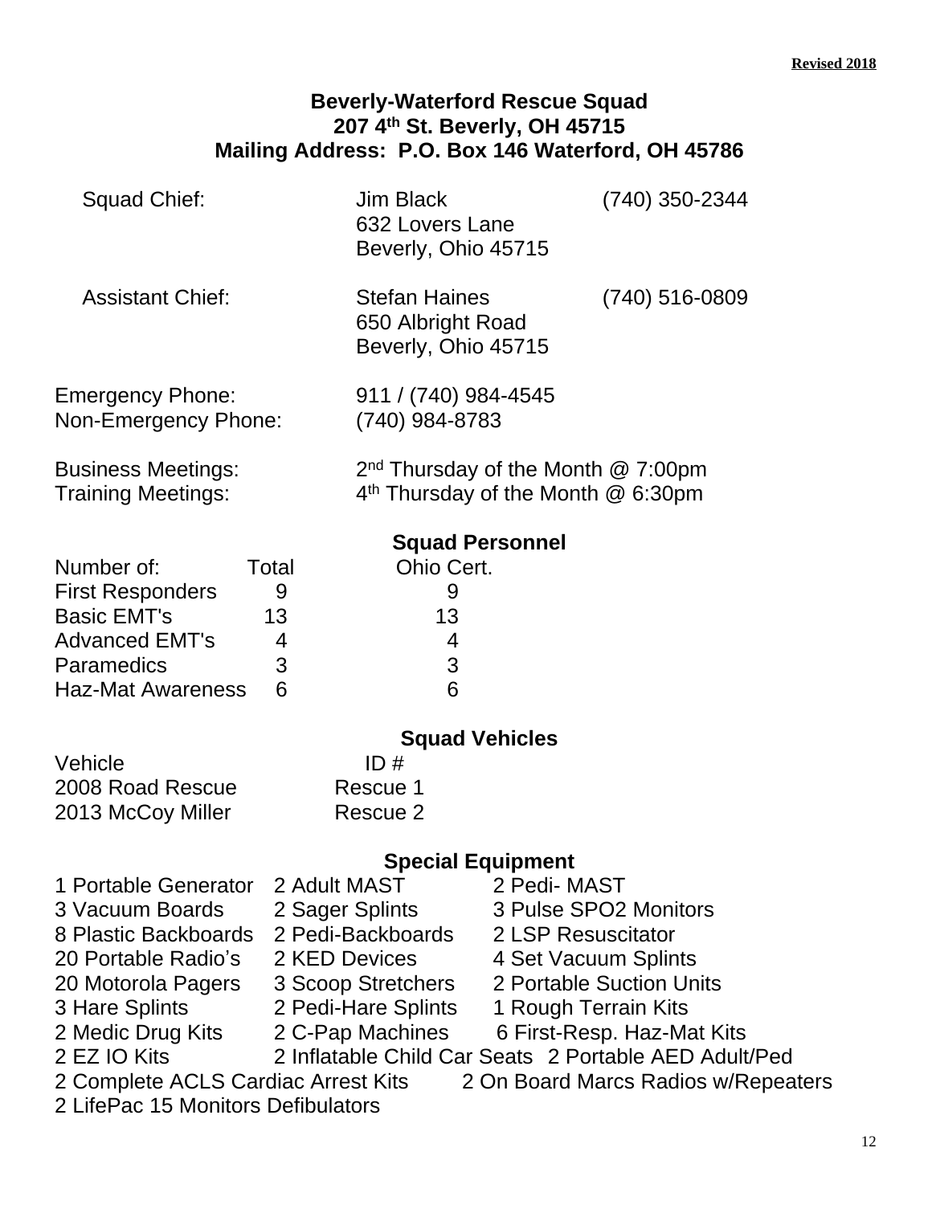**Revised 2018**

## Beverly-Waterford Rescue Squad
## 207 4th St. Beverly, OH 45715
## Mailing Address: P.O. Box 146 Waterford, OH 45786

| | | |
|---|---|---|
| Squad Chief: | Jim Black<br>632 Lovers Lane<br>Beverly, Ohio 45715 | (740) 350-2344 |
| Assistant Chief: | Stefan Haines<br>650 Albright Road<br>Beverly, Ohio 45715 | (740) 516-0809 |

Emergency Phone: 911 / (740) 984-4545
Non-Emergency Phone: (740) 984-8783

Business Meetings: 2nd Thursday of the Month @ 7:00pm
Training Meetings: 4th Thursday of the Month @ 6:30pm

### Squad Personnel

| Number of: | Total | Ohio Cert. |
|---|---|---|
| First Responders | 9 | 9 |
| Basic EMT's | 13 | 13 |
| Advanced EMT's | 4 | 4 |
| Paramedics | 3 | 3 |
| Haz-Mat Awareness | 6 | 6 |

### Squad Vehicles

| Vehicle | ID # |
|---|---|
| 2008 Road Rescue | Rescue 1 |
| 2013 McCoy Miller | Rescue 2 |

### Special Equipment

| | | |
|---|---|---|
| 1 Portable Generator | 2 Adult MAST | 2 Pedi- MAST |
| 3 Vacuum Boards | 2 Sager Splints | 3 Pulse SPO2 Monitors |
| 8 Plastic Backboards | 2 Pedi-Backboards | 2 LSP Resuscitator |
| 20 Portable Radio's | 2 KED Devices | 4 Set Vacuum Splints |
| 20 Motorola Pagers | 3 Scoop Stretchers | 2 Portable Suction Units |
| 3 Hare Splints | 2 Pedi-Hare Splints | 1 Rough Terrain Kits |
| 2 Medic Drug Kits | 2 C-Pap Machines | 6 First-Resp. Haz-Mat Kits |
| 2 EZ IO Kits | 2 Inflatable Child Car Seats | 2 Portable AED Adult/Ped |

2 Complete ACLS Cardiac Arrest Kits
2 On Board Marcs Radios w/Repeaters
2 LifePac 15 Monitors Defibulators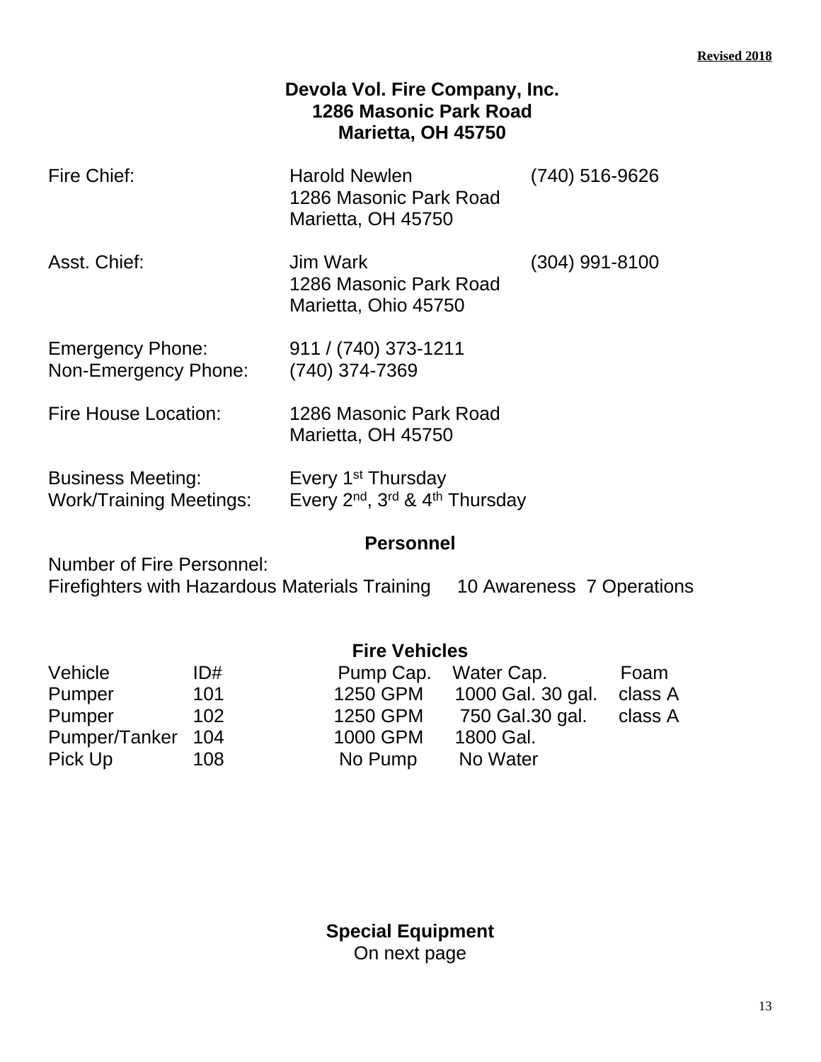**Revised 2018**

## Devola Vol. Fire Company, Inc.
## 1286 Masonic Park Road
## Marietta, OH 45750

| | | |
|---|---|---|
| Fire Chief: | Harold Newlen<br>1286 Masonic Park Road<br>Marietta, OH 45750 | (740) 516-9626 |
| Asst. Chief: | Jim Wark<br>1286 Masonic Park Road<br>Marietta, Ohio 45750 | (304) 991-8100 |
| Emergency Phone: | 911 / (740) 373-1211 | |
| Non-Emergency Phone: | (740) 374-7369 | |
| Fire House Location: | 1286 Masonic Park Road<br>Marietta, OH 45750 | |
| Business Meeting: | Every 1st Thursday | |
| Work/Training Meetings: | Every 2nd, 3rd & 4th Thursday | |

### Personnel

Number of Fire Personnel:
Firefighters with Hazardous Materials Training 10 Awareness 7 Operations

### Fire Vehicles

| Vehicle | ID# | Pump Cap. | Water Cap. | Foam |
|---|---|---|---|---|
| Pumper | 101 | 1250 GPM | 1000 Gal. 30 gal. | class A |
| Pumper | 102 | 1250 GPM | 750 Gal.30 gal. | class A |
| Pumper/Tanker | 104 | 1000 GPM | 1800 Gal. | |
| Pick Up | 108 | No Pump | No Water | |

### Special Equipment
On next page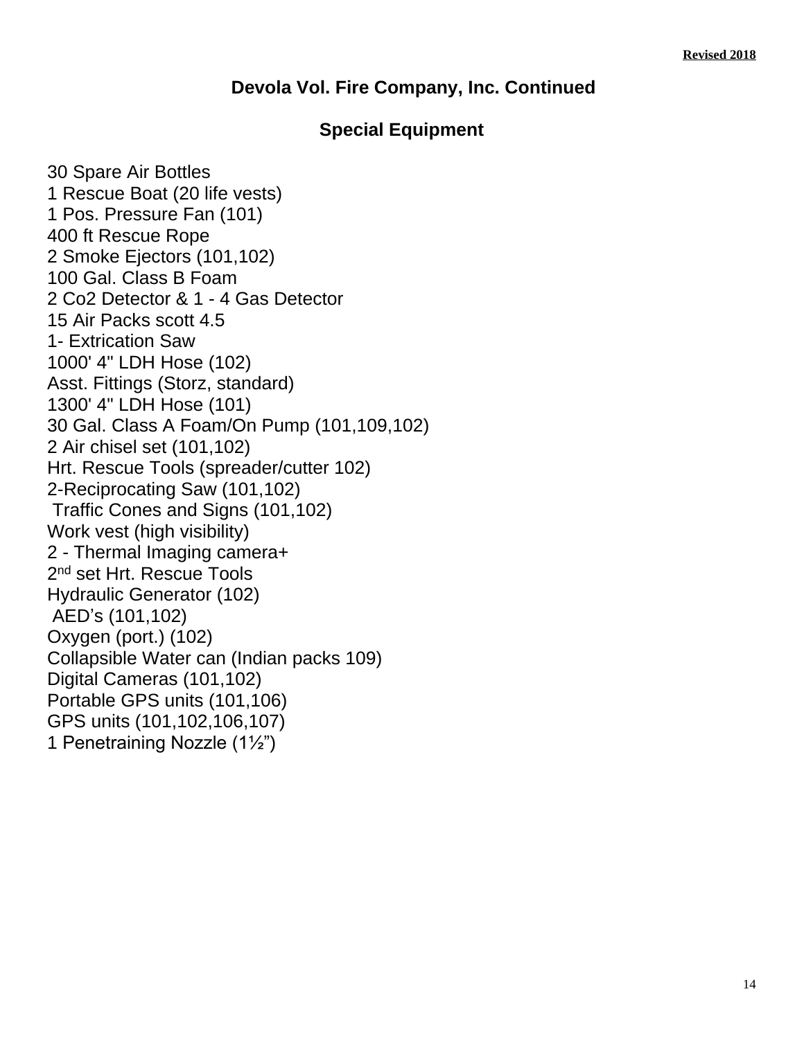**Revised 2018**

## Devola Vol. Fire Company, Inc. Continued

### Special Equipment

30 Spare Air Bottles
1 Rescue Boat (20 life vests)
1 Pos. Pressure Fan (101)
400 ft Rescue Rope
2 Smoke Ejectors (101,102)
100 Gal. Class B Foam
2 Co2 Detector & 1 - 4 Gas Detector
15 Air Packs scott 4.5
1- Extrication Saw
1000' 4" LDH Hose (102)
Asst. Fittings (Storz, standard)
1300' 4" LDH Hose (101)
30 Gal. Class A Foam/On Pump (101,109,102)
2 Air chisel set (101,102)
Hrt. Rescue Tools (spreader/cutter 102)
2-Reciprocating Saw (101,102)
Traffic Cones and Signs (101,102)
Work vest (high visibility)
2 - Thermal Imaging camera+
2nd set Hrt. Rescue Tools
Hydraulic Generator (102)
AED's (101,102)
Oxygen (port.) (102)
Collapsible Water can (Indian packs 109)
Digital Cameras (101,102)
Portable GPS units (101,106)
GPS units (101,102,106,107)
1 Penetraining Nozzle (1½")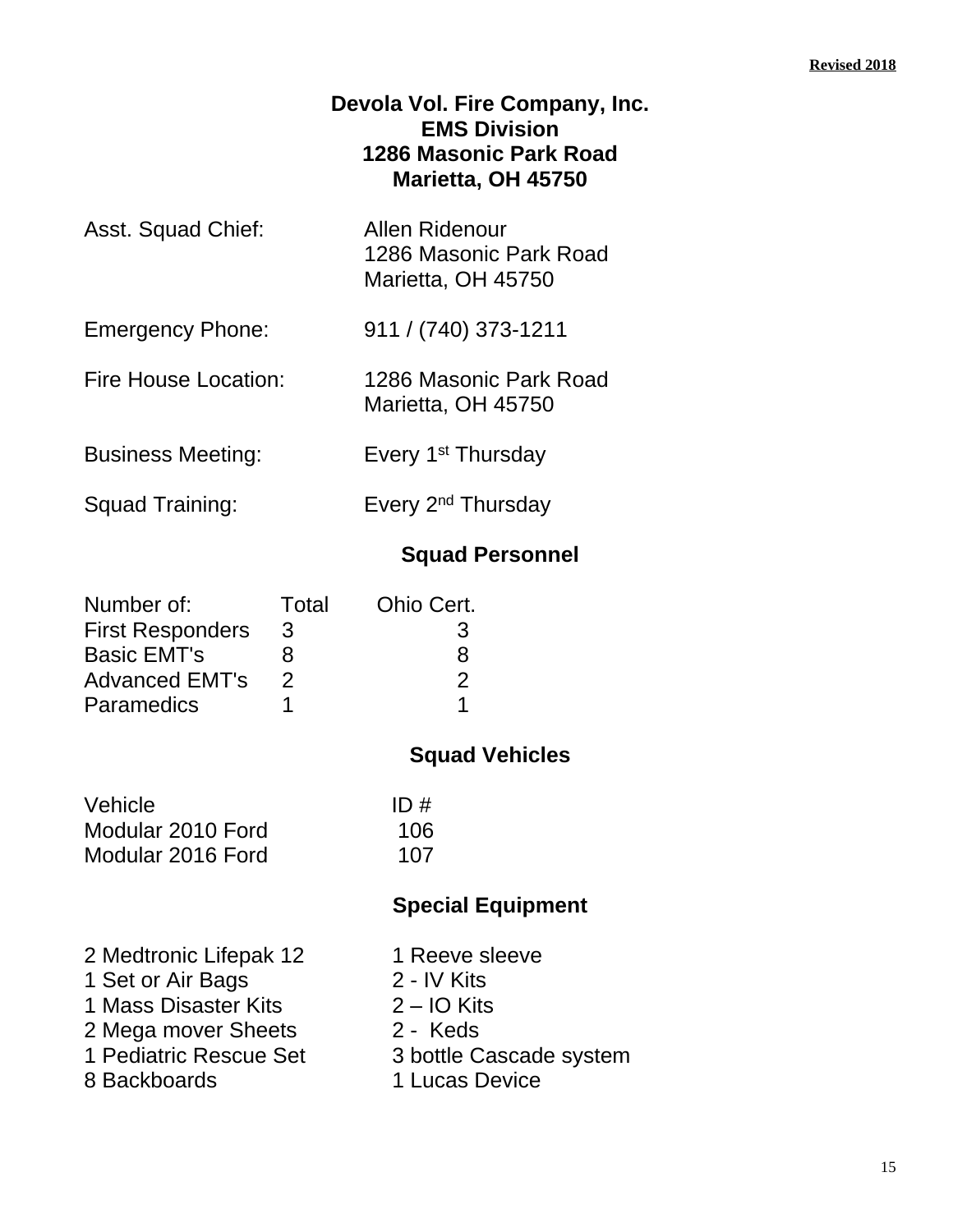**Revised 2018**

# Devola Vol. Fire Company, Inc.
## EMS Division
**1286 Masonic Park Road**
**Marietta, OH 45750**

| | |
|---|---|
| Asst. Squad Chief: | Allen Ridenour<br>1286 Masonic Park Road<br>Marietta, OH 45750 |
| Emergency Phone: | 911 / (740) 373-1211 |
| Fire House Location: | 1286 Masonic Park Road<br>Marietta, OH 45750 |
| Business Meeting: | Every 1st Thursday |
| Squad Training: | Every 2nd Thursday |

## Squad Personnel

| Number of: | Total | Ohio Cert. |
|---|---|---|
| First Responders | 3 | 3 |
| Basic EMT's | 8 | 8 |
| Advanced EMT's | 2 | 2 |
| Paramedics | 1 | 1 |

## Squad Vehicles

| Vehicle | ID # |
|---|---|
| Modular 2010 Ford | 106 |
| Modular 2016 Ford | 107 |

## Special Equipment

| | |
|---|---|
| 2 Medtronic Lifepak 12 | 1 Reeve sleeve |
| 1 Set or Air Bags | 2 - IV Kits |
| 1 Mass Disaster Kits | 2 – IO Kits |
| 2 Mega mover Sheets | 2 - Keds |
| 1 Pediatric Rescue Set | 3 bottle Cascade system |
| 8 Backboards | 1 Lucas Device |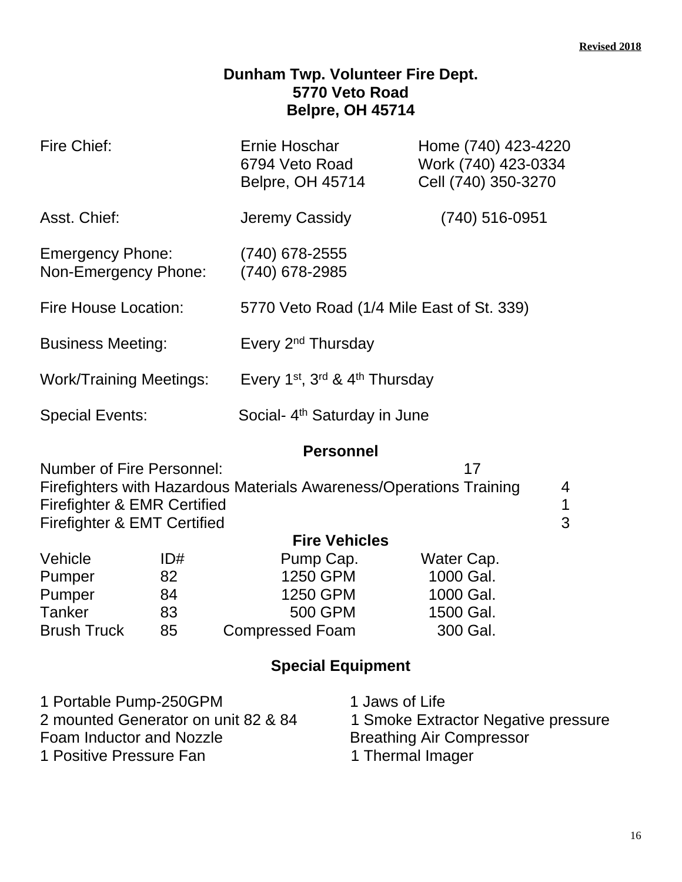**Revised 2018**

# Dunham Twp. Volunteer Fire Dept.
**5770 Veto Road**
**Belpre, OH 45714**

| | | |
|---|---|---|
| Fire Chief: | Ernie Hoschar<br>6794 Veto Road<br>Belpre, OH 45714 | Home (740) 423-4220<br>Work (740) 423-0334<br>Cell (740) 350-3270 |
| Asst. Chief: | Jeremy Cassidy | (740) 516-0951 |

Emergency Phone: (740) 678-2555
Non-Emergency Phone: (740) 678-2985

Fire House Location: 5770 Veto Road (1/4 Mile East of St. 339)

Business Meeting: Every 2nd Thursday

Work/Training Meetings: Every 1st, 3rd & 4th Thursday

Special Events: Social- 4th Saturday in June

## Personnel

| | |
|---|---|
| Number of Fire Personnel: | 17 |
| Firefighters with Hazardous Materials Awareness/Operations Training | 4 |
| Firefighter & EMR Certified | 1 |
| Firefighter & EMT Certified | 3 |

## Fire Vehicles

| Vehicle | ID# | Pump Cap. | Water Cap. |
|---|---|---|---|
| Pumper | 82 | 1250 GPM | 1000 Gal. |
| Pumper | 84 | 1250 GPM | 1000 Gal. |
| Tanker | 83 | 500 GPM | 1500 Gal. |
| Brush Truck | 85 | Compressed Foam | 300 Gal. |

## Special Equipment

- 1 Portable Pump-250GPM
- 2 mounted Generator on unit 82 & 84
- Foam Inductor and Nozzle
- 1 Positive Pressure Fan
- 1 Jaws of Life
- 1 Smoke Extractor Negative pressure
- Breathing Air Compressor
- 1 Thermal Imager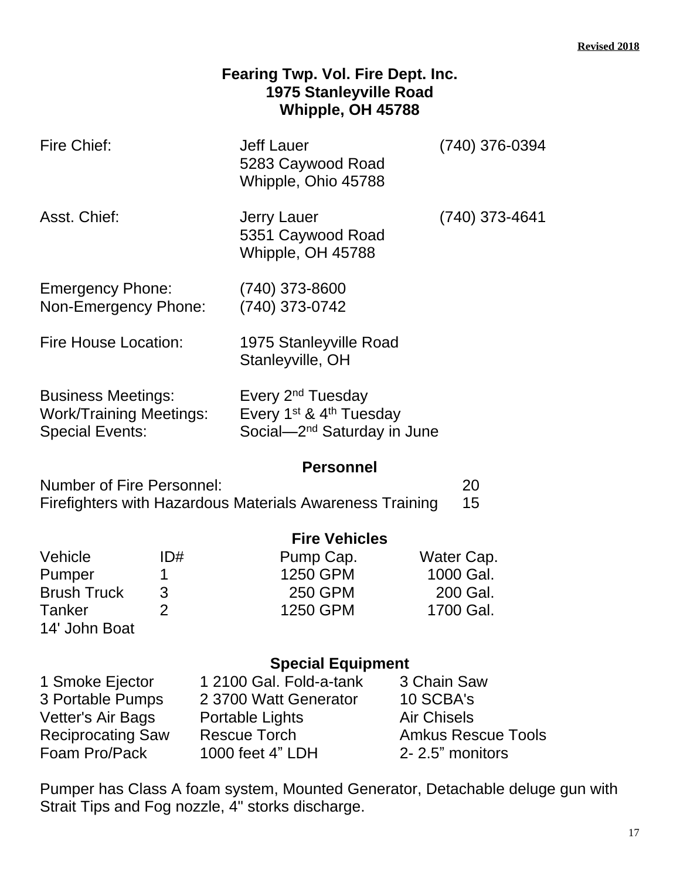**Revised 2018**

# Fearing Twp. Vol. Fire Dept. Inc.
## 1975 Stanleyville Road
## Whipple, OH 45788

| | | |
|---|---|---|
| Fire Chief: | Jeff Lauer<br>5283 Caywood Road<br>Whipple, Ohio 45788 | (740) 376-0394 |
| Asst. Chief: | Jerry Lauer<br>5351 Caywood Road<br>Whipple, OH 45788 | (740) 373-4641 |

Emergency Phone: (740) 373-8600
Non-Emergency Phone: (740) 373-0742

Fire House Location: 1975 Stanleyville Road
Stanleyville, OH

Business Meetings: Every 2nd Tuesday
Work/Training Meetings: Every 1st & 4th Tuesday
Special Events: Social—2nd Saturday in June

## Personnel

| | |
|---|---|
| Number of Fire Personnel: | 20 |
| Firefighters with Hazardous Materials Awareness Training | 15 |

## Fire Vehicles

| Vehicle | ID# | Pump Cap. | Water Cap. |
|---|---|---|---|
| Pumper | 1 | 1250 GPM | 1000 Gal. |
| Brush Truck | 3 | 250 GPM | 200 Gal. |
| Tanker | 2 | 1250 GPM | 1700 Gal. |
| 14' John Boat | | | |

## Special Equipment

| | | |
|---|---|---|
| 1 Smoke Ejector | 1 2100 Gal. Fold-a-tank | 3 Chain Saw |
| 3 Portable Pumps | 2 3700 Watt Generator | 10 SCBA's |
| Vetter's Air Bags | Portable Lights | Air Chisels |
| Reciprocating Saw | Rescue Torch | Amkus Rescue Tools |
| Foam Pro/Pack | 1000 feet 4" LDH | 2- 2.5" monitors |

Pumper has Class A foam system, Mounted Generator, Detachable deluge gun with Strait Tips and Fog nozzle, 4" storks discharge.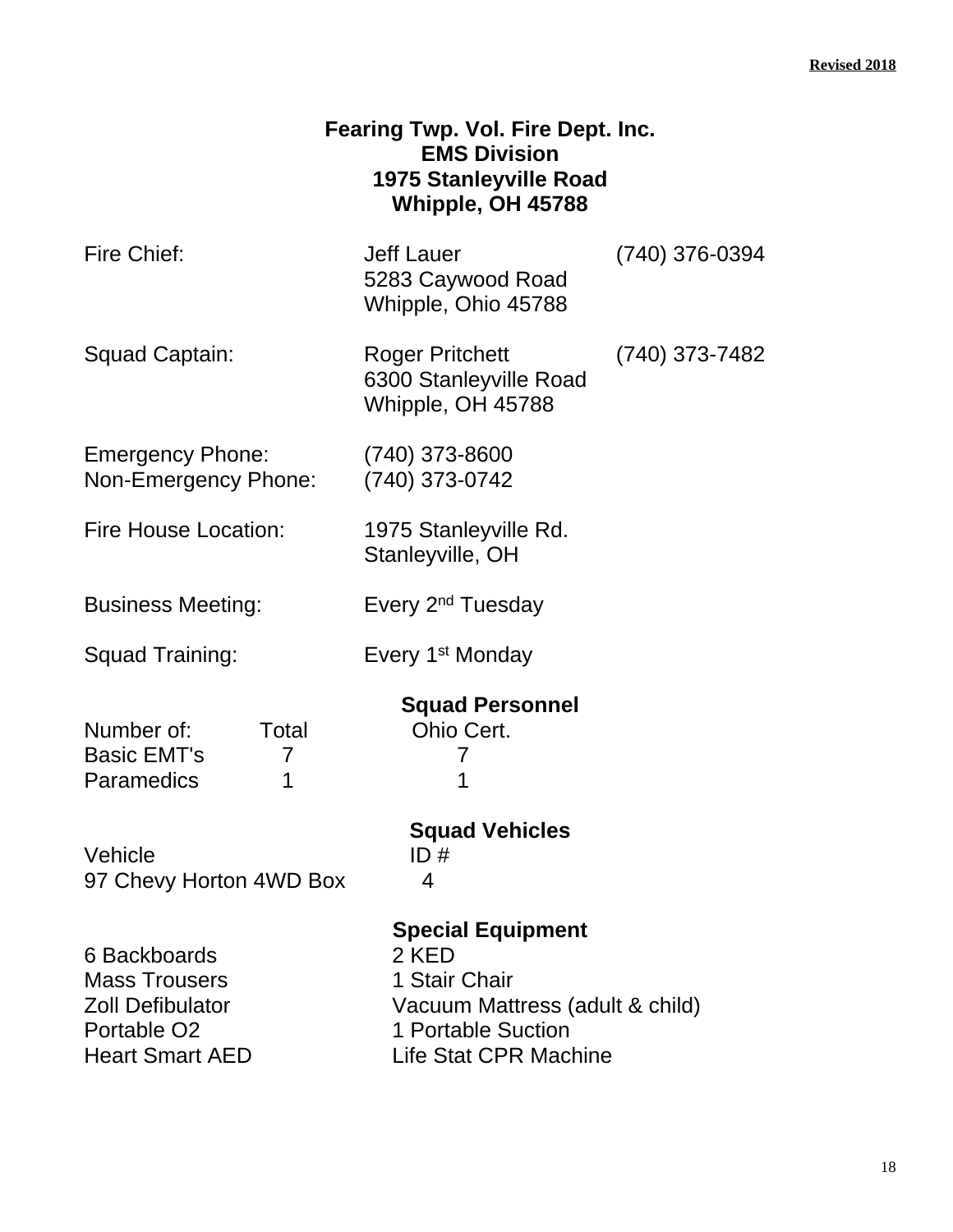**Revised 2018**

# Fearing Twp. Vol. Fire Dept. Inc.
## EMS Division
### 1975 Stanleyville Road
### Whipple, OH 45788

| | | |
|---|---|---|
| Fire Chief: | Jeff Lauer<br>5283 Caywood Road<br>Whipple, Ohio 45788 | (740) 376-0394 |
| Squad Captain: | Roger Pritchett<br>6300 Stanleyville Road<br>Whipple, OH 45788 | (740) 373-7482 |
| Emergency Phone: | (740) 373-8600 | |
| Non-Emergency Phone: | (740) 373-0742 | |
| Fire House Location: | 1975 Stanleyville Rd.<br>Stanleyville, OH | |
| Business Meeting: | Every 2nd Tuesday | |
| Squad Training: | Every 1st Monday | |

**Squad Personnel**

| Number of: | Total | Ohio Cert. |
|---|---|---|
| Basic EMT's | 7 | 7 |
| Paramedics | 1 | 1 |

**Squad Vehicles**

| Vehicle | ID # |
|---|---|
| 97 Chevy Horton 4WD Box | 4 |

**Special Equipment**

| | |
|---|---|
| 6 Backboards | 2 KED |
| Mass Trousers | 1 Stair Chair |
| Zoll Defibulator | Vacuum Mattress (adult & child) |
| Portable O2 | 1 Portable Suction |
| Heart Smart AED | Life Stat CPR Machine |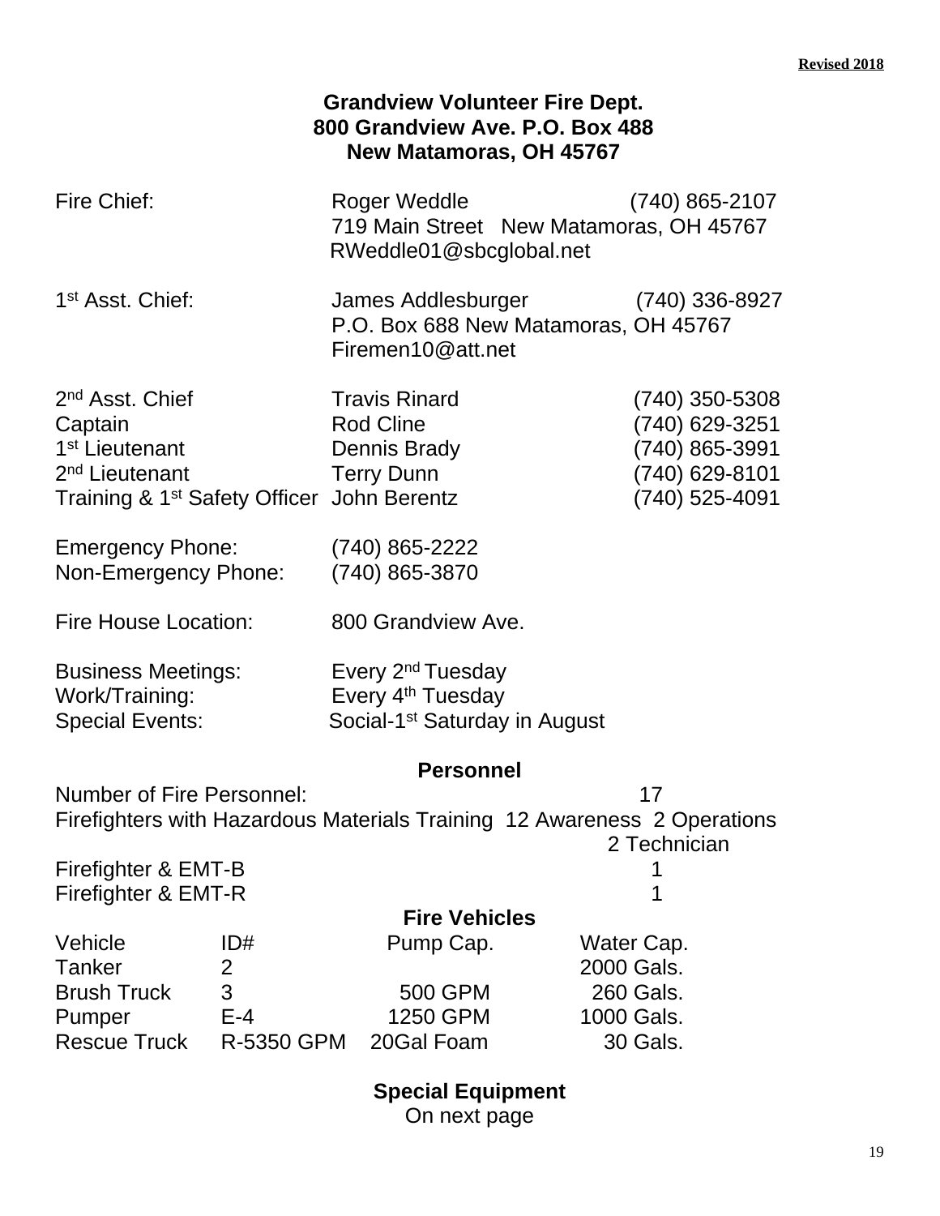**Revised 2018**

# Grandview Volunteer Fire Dept.
## 800 Grandview Ave. P.O. Box 488
## New Matamoras, OH 45767

Fire Chief: Roger Weddle (740) 865-2107
719 Main Street New Matamoras, OH 45767
RWeddle01@sbcglobal.net

1st Asst. Chief: James Addlesburger (740) 336-8927
P.O. Box 688 New Matamoras, OH 45767
Firemen10@att.net

| | | |
|---|---|---|
| 2nd Asst. Chief | Travis Rinard | (740) 350-5308 |
| Captain | Rod Cline | (740) 629-3251 |
| 1st Lieutenant | Dennis Brady | (740) 865-3991 |
| 2nd Lieutenant | Terry Dunn | (740) 629-8101 |
| Training & 1st Safety Officer | John Berentz | (740) 525-4091 |

Emergency Phone: (740) 865-2222
Non-Emergency Phone: (740) 865-3870

Fire House Location: 800 Grandview Ave.

Business Meetings: Every 2nd Tuesday
Work/Training: Every 4th Tuesday
Special Events: Social-1st Saturday in August

## Personnel

| | |
|---|---|
| Number of Fire Personnel: | 17 |
| Firefighters with Hazardous Materials Training | 12 Awareness 2 Operations 2 Technician |
| Firefighter & EMT-B | 1 |
| Firefighter & EMT-R | 1 |

## Fire Vehicles

| Vehicle | ID# | Pump Cap. | Water Cap. |
|---|---|---|---|
| Tanker | 2 | | 2000 Gals. |
| Brush Truck | 3 | 500 GPM | 260 Gals. |
| Pumper | E-4 | 1250 GPM | 1000 Gals. |
| Rescue Truck | R-5350 GPM | 20Gal Foam | 30 Gals. |

## Special Equipment
On next page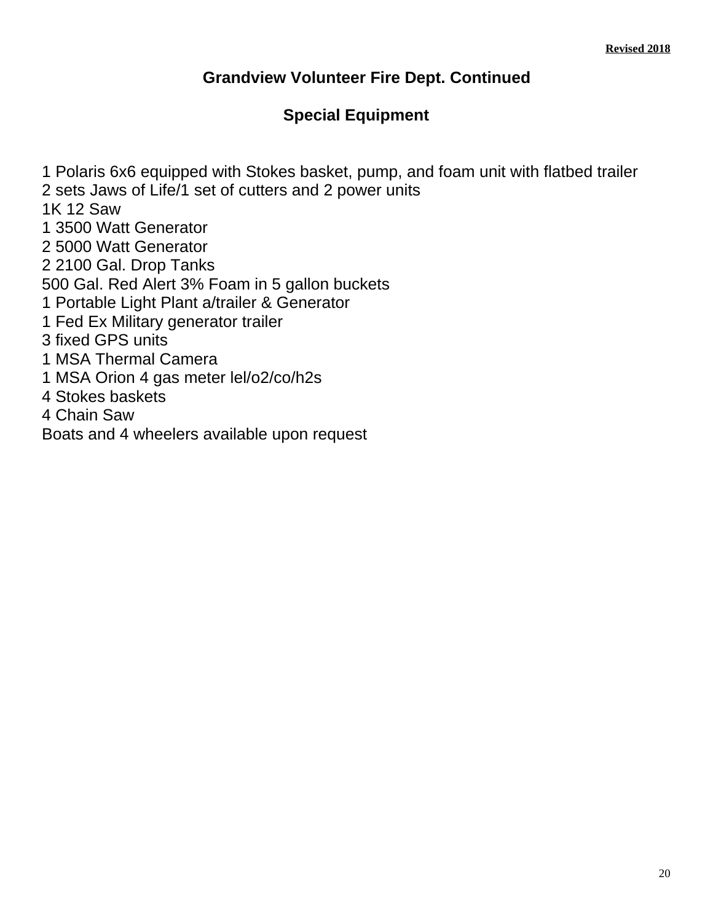## Grandview Volunteer Fire Dept. Continued

## Special Equipment

1 Polaris 6x6 equipped with Stokes basket, pump, and foam unit with flatbed trailer
2 sets Jaws of Life/1 set of cutters and 2 power units
1K 12 Saw
1 3500 Watt Generator
2 5000 Watt Generator
2 2100 Gal. Drop Tanks
500 Gal. Red Alert 3% Foam in 5 gallon buckets
1 Portable Light Plant a/trailer & Generator
1 Fed Ex Military generator trailer
3 fixed GPS units
1 MSA Thermal Camera
1 MSA Orion 4 gas meter lel/o2/co/h2s
4 Stokes baskets
4 Chain Saw
Boats and 4 wheelers available upon request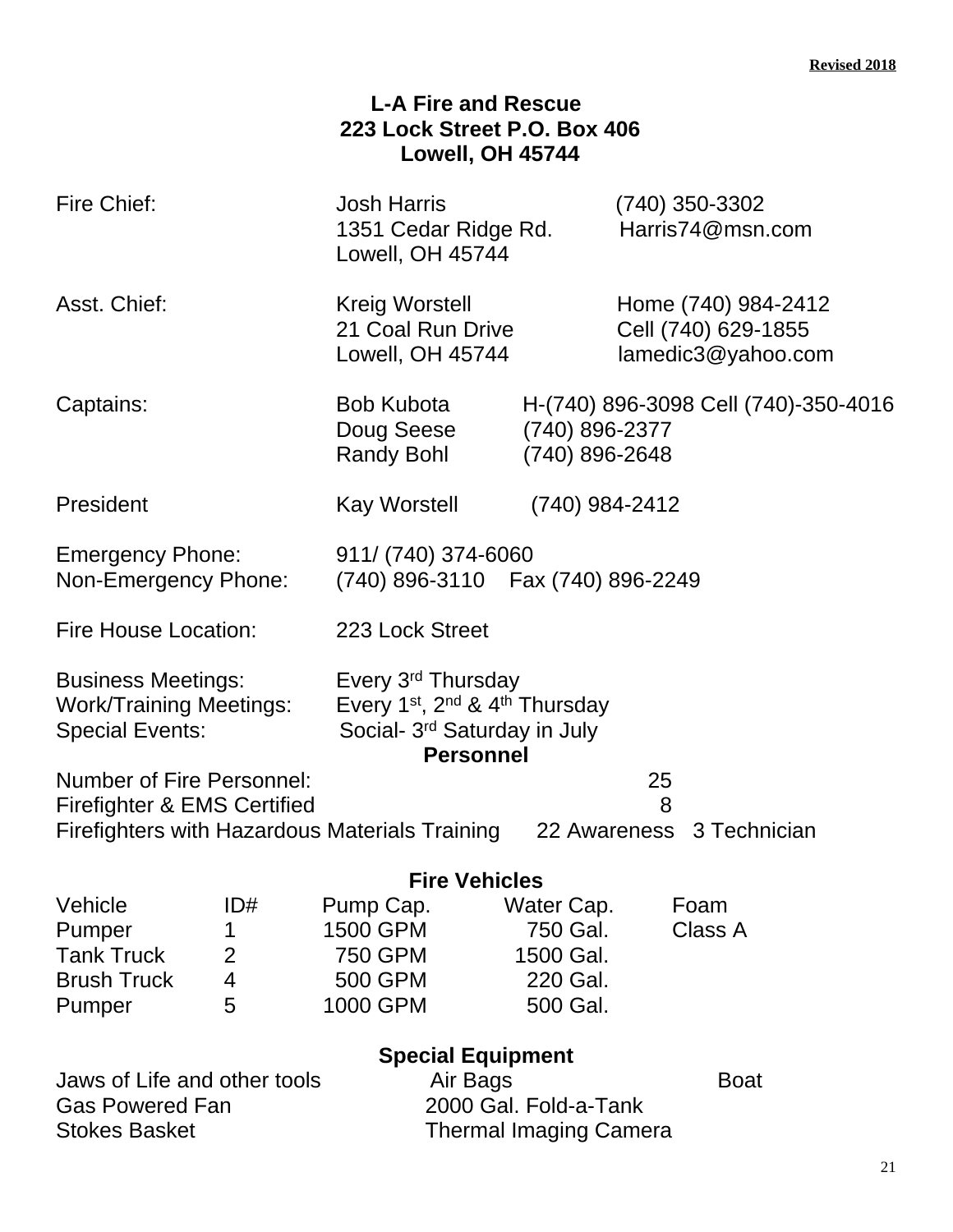**Revised 2018**

# L-A Fire and Rescue
## 223 Lock Street P.O. Box 406
## Lowell, OH 45744

| | | |
|---|---|---|
| Fire Chief: | Josh Harris<br>1351 Cedar Ridge Rd.<br>Lowell, OH 45744 | (740) 350-3302<br>Harris74@msn.com |
| Asst. Chief: | Kreig Worstell<br>21 Coal Run Drive<br>Lowell, OH 45744 | Home (740) 984-2412<br>Cell (740) 629-1855<br>lamedic3@yahoo.com |
| Captains: | Bob Kubota<br>Doug Seese<br>Randy Bohl | H-(740) 896-3098 Cell (740)-350-4016<br>(740) 896-2377<br>(740) 896-2648 |
| President | Kay Worstell | (740) 984-2412 |

Emergency Phone: 911/ (740) 374-6060
Non-Emergency Phone: (740) 896-3110 Fax (740) 896-2249

Fire House Location: 223 Lock Street

Business Meetings: Every 3rd Thursday
Work/Training Meetings: Every 1st, 2nd & 4th Thursday
Special Events: Social- 3rd Saturday in July

### Personnel

| | |
|---|---|
| Number of Fire Personnel: | 25 |
| Firefighter & EMS Certified | 8 |
| Firefighters with Hazardous Materials Training | 22 Awareness 3 Technician |

### Fire Vehicles

| Vehicle | ID# | Pump Cap. | Water Cap. | Foam |
|---|---|---|---|---|
| Pumper | 1 | 1500 GPM | 750 Gal. | Class A |
| Tank Truck | 2 | 750 GPM | 1500 Gal. | |
| Brush Truck | 4 | 500 GPM | 220 Gal. | |
| Pumper | 5 | 1000 GPM | 500 Gal. | |

### Special Equipment

| | | |
|---|---|---|
| Jaws of Life and other tools | Air Bags | Boat |
| Gas Powered Fan | 2000 Gal. Fold-a-Tank | |
| Stokes Basket | Thermal Imaging Camera | |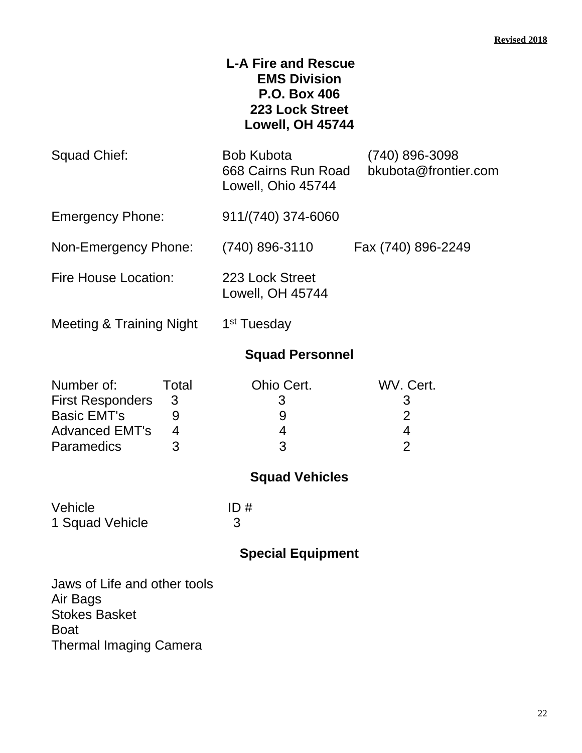**Revised 2018**

# L-A Fire and Rescue
## EMS Division
**P.O. Box 406**
**223 Lock Street**
**Lowell, OH 45744**

| | | |
|---|---|---|
| Squad Chief: | Bob Kubota<br>668 Cairns Run Road<br>Lowell, Ohio 45744 | (740) 896-3098<br>bkubota@frontier.com |
| Emergency Phone: | 911/(740) 374-6060 | |
| Non-Emergency Phone: | (740) 896-3110 | Fax (740) 896-2249 |
| Fire House Location: | 223 Lock Street<br>Lowell, OH 45744 | |
| Meeting & Training Night | 1st Tuesday | |

## Squad Personnel

| Number of: | Total | Ohio Cert. | WV. Cert. |
|---|---|---|---|
| First Responders | 3 | 3 | 3 |
| Basic EMT's | 9 | 9 | 2 |
| Advanced EMT's | 4 | 4 | 4 |
| Paramedics | 3 | 3 | 2 |

## Squad Vehicles

| Vehicle | ID # |
|---|---|
| 1 Squad Vehicle | 3 |

## Special Equipment

Jaws of Life and other tools
Air Bags
Stokes Basket
Boat
Thermal Imaging Camera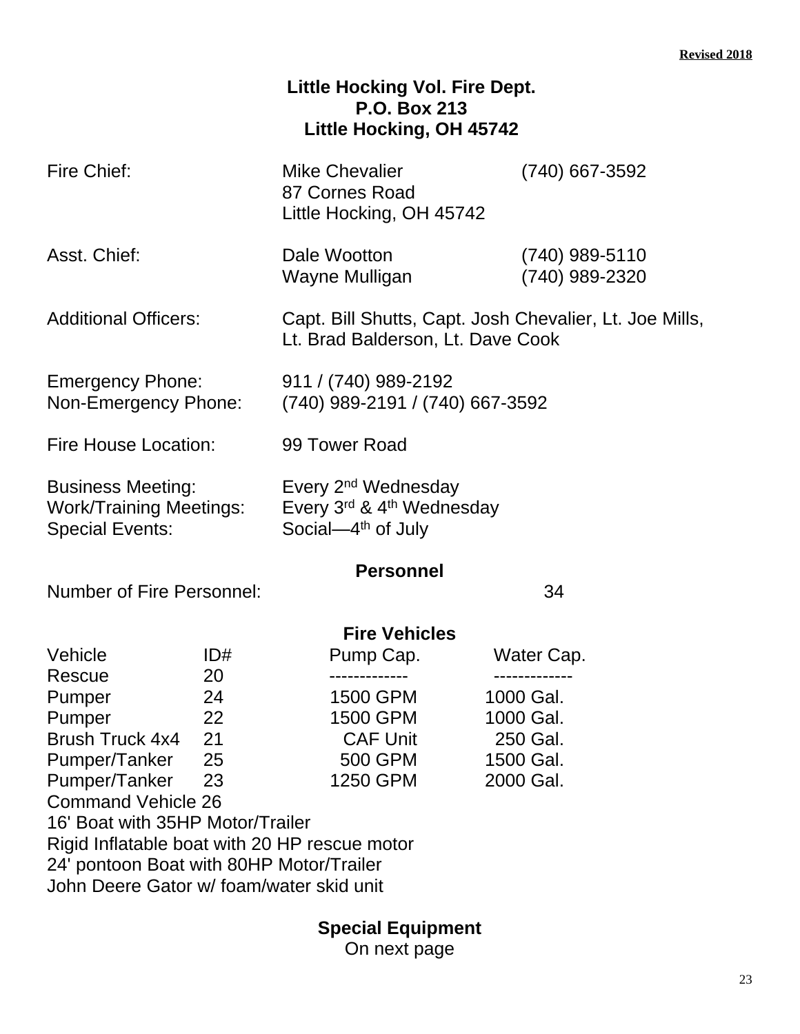**Revised 2018**

# Little Hocking Vol. Fire Dept.
## P.O. Box 213
## Little Hocking, OH 45742

| | | |
|---|---|---|
| Fire Chief: | Mike Chevalier<br>87 Cornes Road<br>Little Hocking, OH 45742 | (740) 667-3592 |
| Asst. Chief: | Dale Wootton<br>Wayne Mulligan | (740) 989-5110<br>(740) 989-2320 |
| Additional Officers: | Capt. Bill Shutts, Capt. Josh Chevalier, Lt. Joe Mills, Lt. Brad Balderson, Lt. Dave Cook | |
| Emergency Phone: | 911 / (740) 989-2192 | |
| Non-Emergency Phone: | (740) 989-2191 / (740) 667-3592 | |
| Fire House Location: | 99 Tower Road | |
| Business Meeting: | Every 2nd Wednesday | |
| Work/Training Meetings: | Every 3rd & 4th Wednesday | |
| Special Events: | Social—4th of July | |

## Personnel

Number of Fire Personnel: 34

## Fire Vehicles

| Vehicle | ID# | Pump Cap. | Water Cap. |
|---|---|---|---|
| Rescue | 20 | ------------- | ------------- |
| Pumper | 24 | 1500 GPM | 1000 Gal. |
| Pumper | 22 | 1500 GPM | 1000 Gal. |
| Brush Truck 4x4 | 21 | CAF Unit | 250 Gal. |
| Pumper/Tanker | 25 | 500 GPM | 1500 Gal. |
| Pumper/Tanker | 23 | 1250 GPM | 2000 Gal. |
| Command Vehicle | 26 | | |

16' Boat with 35HP Motor/Trailer
Rigid Inflatable boat with 20 HP rescue motor
24' pontoon Boat with 80HP Motor/Trailer
John Deere Gator w/ foam/water skid unit

## Special Equipment

On next page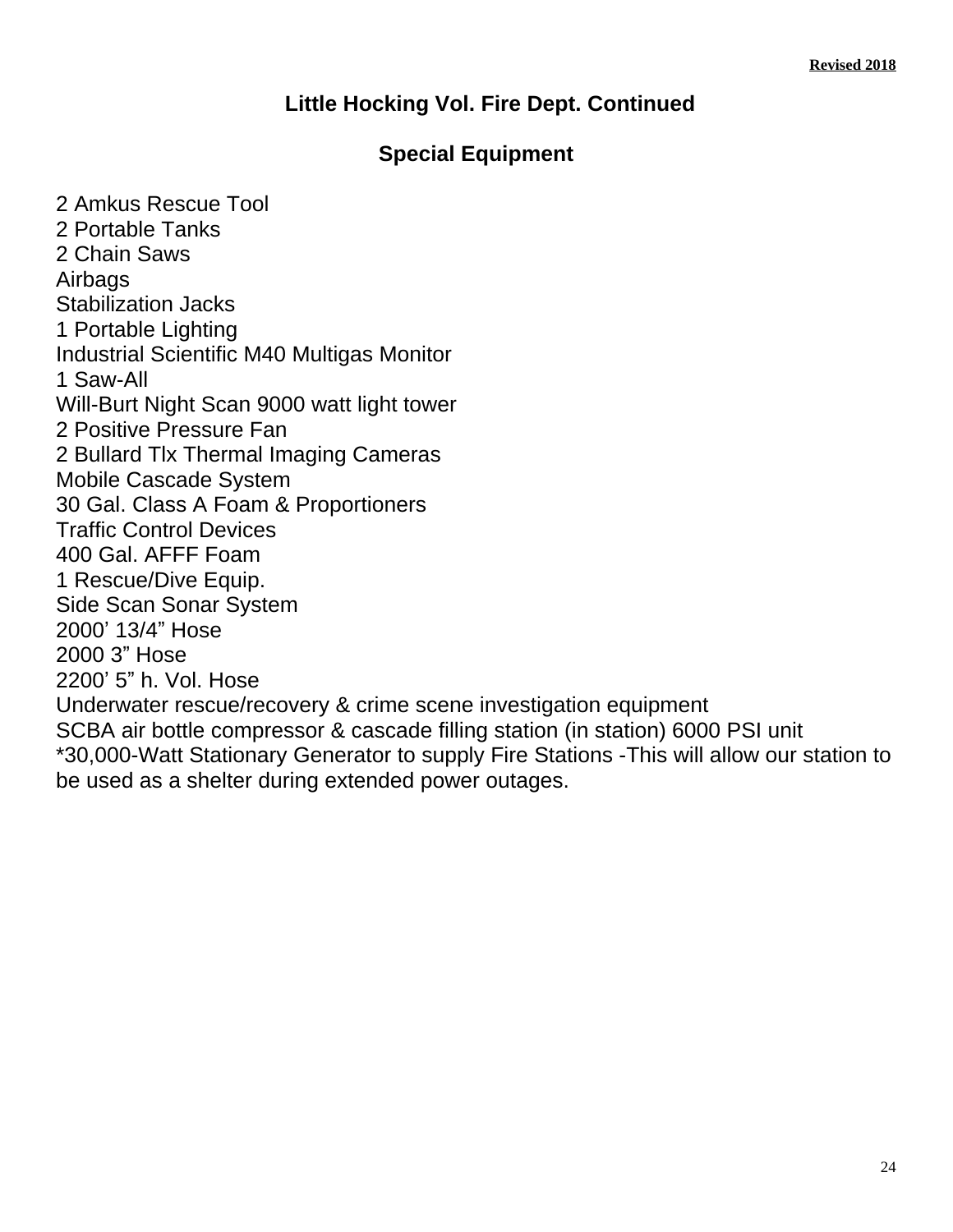**Revised 2018**

## Little Hocking Vol. Fire Dept. Continued

### Special Equipment

2 Amkus Rescue Tool
2 Portable Tanks
2 Chain Saws
Airbags
Stabilization Jacks
1 Portable Lighting
Industrial Scientific M40 Multigas Monitor
1 Saw-All
Will-Burt Night Scan 9000 watt light tower
2 Positive Pressure Fan
2 Bullard Tlx Thermal Imaging Cameras
Mobile Cascade System
30 Gal. Class A Foam & Proportioners
Traffic Control Devices
400 Gal. AFFF Foam
1 Rescue/Dive Equip.
Side Scan Sonar System
2000' 13/4" Hose
2000 3" Hose
2200' 5" h. Vol. Hose
Underwater rescue/recovery & crime scene investigation equipment
SCBA air bottle compressor & cascade filling station (in station) 6000 PSI unit
*30,000-Watt Stationary Generator to supply Fire Stations -This will allow our station to be used as a shelter during extended power outages.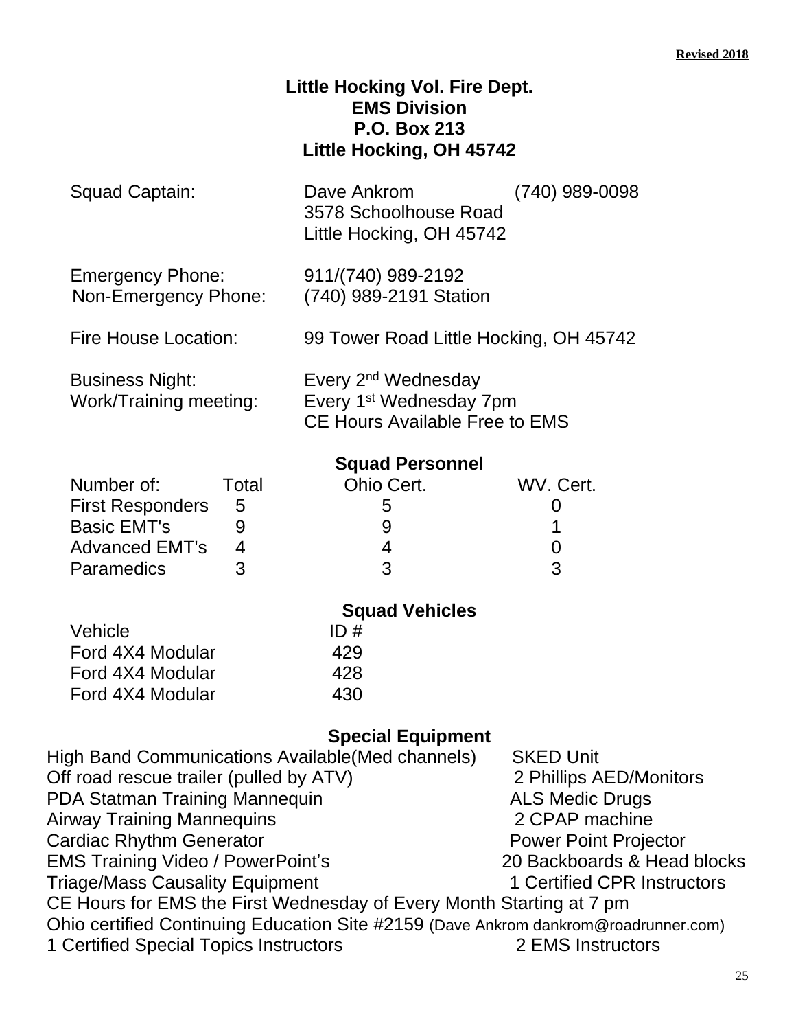**Revised 2018**

# Little Hocking Vol. Fire Dept.
## EMS Division
**P.O. Box 213**
**Little Hocking, OH 45742**

| | | |
|---|---|---|
| Squad Captain: | Dave Ankrom<br>3578 Schoolhouse Road<br>Little Hocking, OH 45742 | (740) 989-0098 |
| Emergency Phone: | 911/(740) 989-2192 | |
| Non-Emergency Phone: | (740) 989-2191 Station | |
| Fire House Location: | 99 Tower Road Little Hocking, OH 45742 | |
| Business Night: | Every 2nd Wednesday | |
| Work/Training meeting: | Every 1st Wednesday 7pm<br>CE Hours Available Free to EMS | |

### Squad Personnel

| Number of: | Total | Ohio Cert. | WV. Cert. |
|---|---|---|---|
| First Responders | 5 | 5 | 0 |
| Basic EMT's | 9 | 9 | 1 |
| Advanced EMT's | 4 | 4 | 0 |
| Paramedics | 3 | 3 | 3 |

### Squad Vehicles

| Vehicle | ID # |
|---|---|
| Ford 4X4 Modular | 429 |
| Ford 4X4 Modular | 428 |
| Ford 4X4 Modular | 430 |

### Special Equipment

- High Band Communications Available(Med channels)
- SKED Unit
- Off road rescue trailer (pulled by ATV)
- 2 Phillips AED/Monitors
- PDA Statman Training Mannequin
- ALS Medic Drugs
- Airway Training Mannequins
- 2 CPAP machine
- Cardiac Rhythm Generator
- Power Point Projector
- EMS Training Video / PowerPoint's
- 20 Backboards & Head blocks
- Triage/Mass Causality Equipment
- 1 Certified CPR Instructors

CE Hours for EMS the First Wednesday of Every Month Starting at 7 pm

Ohio certified Continuing Education Site #2159 (Dave Ankrom dankrom@roadrunner.com)

1 Certified Special Topics Instructors

2 EMS Instructors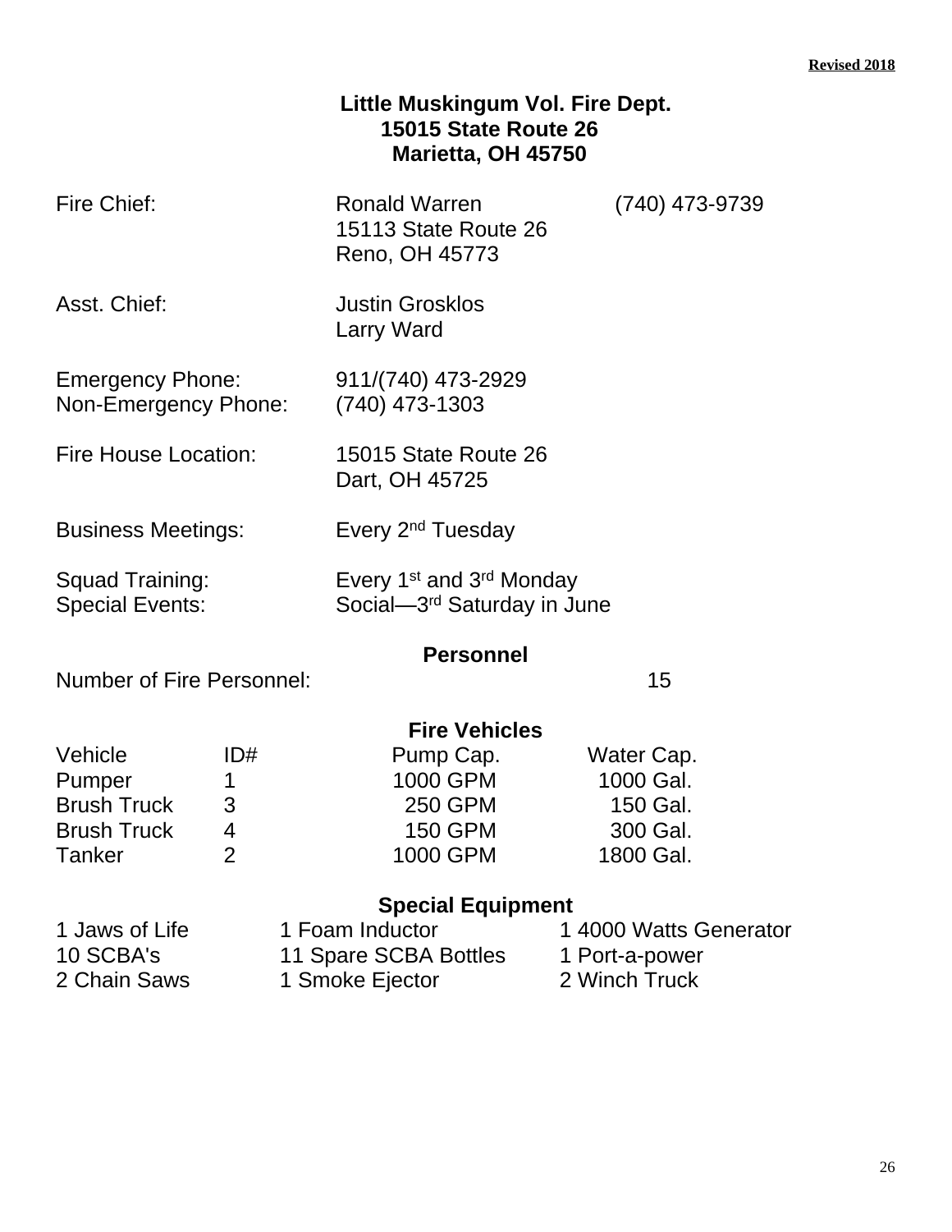Revised 2018

# Little Muskingum Vol. Fire Dept.
## 15015 State Route 26
## Marietta, OH 45750

| | | |
|---|---|---|
| Fire Chief: | Ronald Warren<br>15113 State Route 26<br>Reno, OH 45773 | (740) 473-9739 |
| Asst. Chief: | Justin Grosklos<br>Larry Ward | |
| Emergency Phone: | 911/(740) 473-2929 | |
| Non-Emergency Phone: | (740) 473-1303 | |
| Fire House Location: | 15015 State Route 26<br>Dart, OH 45725 | |
| Business Meetings: | Every 2nd Tuesday | |
| Squad Training: | Every 1st and 3rd Monday | |
| Special Events: | Social—3rd Saturday in June | |

## Personnel

Number of Fire Personnel: 15

## Fire Vehicles

| Vehicle | ID# | Pump Cap. | Water Cap. |
|---|---|---|---|
| Pumper | 1 | 1000 GPM | 1000 Gal. |
| Brush Truck | 3 | 250 GPM | 150 Gal. |
| Brush Truck | 4 | 150 GPM | 300 Gal. |
| Tanker | 2 | 1000 GPM | 1800 Gal. |

## Special Equipment

| | | |
|---|---|---|
| 1 Jaws of Life | 1 Foam Inductor | 1 4000 Watts Generator |
| 10 SCBA's | 11 Spare SCBA Bottles | 1 Port-a-power |
| 2 Chain Saws | 1 Smoke Ejector | 2 Winch Truck |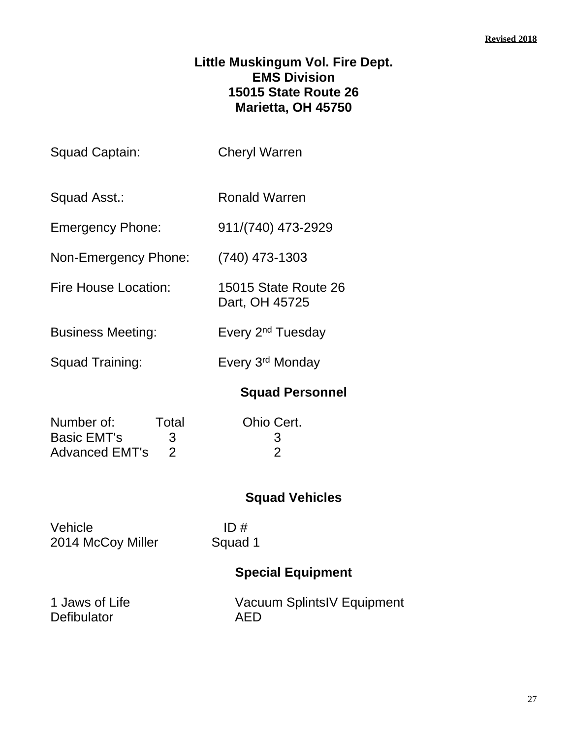**Revised 2018**

# Little Muskingum Vol. Fire Dept.
## EMS Division
## 15015 State Route 26
## Marietta, OH 45750

Squad Captain: Cheryl Warren

Squad Asst.: Ronald Warren

Emergency Phone: 911/(740) 473-2929

Non-Emergency Phone: (740) 473-1303

Fire House Location: 15015 State Route 26
Dart, OH 45725

Business Meeting: Every 2nd Tuesday

Squad Training: Every 3rd Monday

## Squad Personnel

| Number of: | Total | Ohio Cert. |
|---|---|---|
| Basic EMT's | 3 | 3 |
| Advanced EMT's | 2 | 2 |

## Squad Vehicles

| Vehicle | ID # |
|---|---|
| 2014 McCoy Miller | Squad 1 |

## Special Equipment

1 Jaws of Life
Defibulator
Vacuum SplintsIV Equipment
AED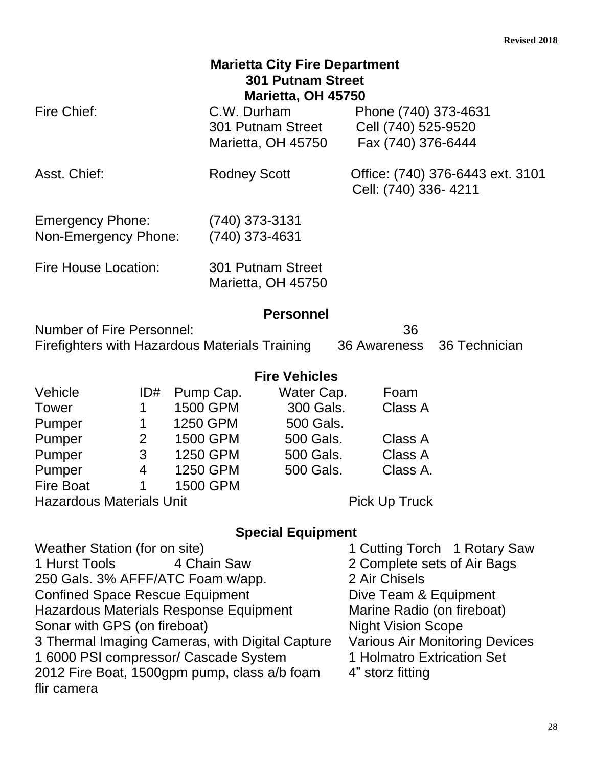**Revised 2018**

# Marietta City Fire Department
## 301 Putnam Street
## Marietta, OH 45750

| | | |
|---|---|---|
| Fire Chief: | C.W. Durham<br>301 Putnam Street<br>Marietta, OH 45750 | Phone (740) 373-4631<br>Cell (740) 525-9520<br>Fax (740) 376-6444 |
| Asst. Chief: | Rodney Scott | Office: (740) 376-6443 ext. 3101<br>Cell: (740) 336- 4211 |
| Emergency Phone: | (740) 373-3131 | |
| Non-Emergency Phone: | (740) 373-4631 | |
| Fire House Location: | 301 Putnam Street<br>Marietta, OH 45750 | |

## Personnel

Number of Fire Personnel: 36

Firefighters with Hazardous Materials Training 36 Awareness 36 Technician

## Fire Vehicles

| Vehicle | ID# | Pump Cap. | Water Cap. | Foam |
|---|---|---|---|---|
| Tower | 1 | 1500 GPM | 300 Gals. | Class A |
| Pumper | 1 | 1250 GPM | 500 Gals. | |
| Pumper | 2 | 1500 GPM | 500 Gals. | Class A |
| Pumper | 3 | 1250 GPM | 500 Gals. | Class A |
| Pumper | 4 | 1250 GPM | 500 Gals. | Class A. |
| Fire Boat | 1 | 1500 GPM | | |

Hazardous Materials Unit Pick Up Truck

## Special Equipment

- Weather Station (for on site)
- 1 Hurst Tools 4 Chain Saw
- 250 Gals. 3% AFFF/ATC Foam w/app.
- Confined Space Rescue Equipment
- Hazardous Materials Response Equipment
- Sonar with GPS (on fireboat)
- 3 Thermal Imaging Cameras, with Digital Capture
- 1 6000 PSI compressor/ Cascade System
- 2012 Fire Boat, 1500gpm pump, class a/b foam flir camera
- 1 Cutting Torch 1 Rotary Saw
- 2 Complete sets of Air Bags
- 2 Air Chisels
- Dive Team & Equipment
- Marine Radio (on fireboat)
- Night Vision Scope
- Various Air Monitoring Devices
- 1 Holmatro Extrication Set
- 4” storz fitting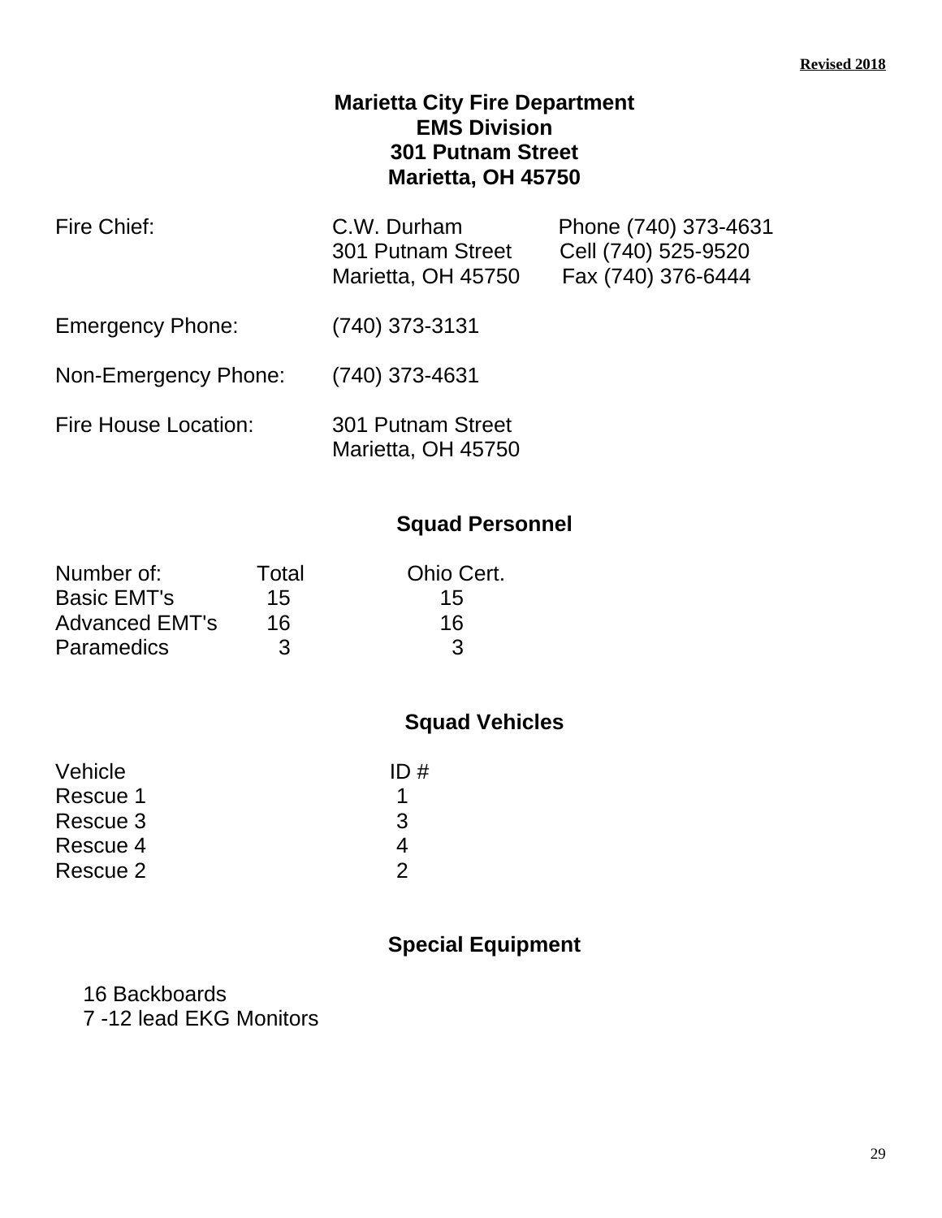**Revised 2018**

# Marietta City Fire Department
## EMS Division
## 301 Putnam Street
## Marietta, OH 45750

| | | |
|---|---|---|
| Fire Chief: | C.W. Durham<br>301 Putnam Street<br>Marietta, OH 45750 | Phone (740) 373-4631<br>Cell (740) 525-9520<br>Fax (740) 376-6444 |
| Emergency Phone: | (740) 373-3131 | |
| Non-Emergency Phone: | (740) 373-4631 | |
| Fire House Location: | 301 Putnam Street<br>Marietta, OH 45750 | |

## Squad Personnel

| Number of: | Total | Ohio Cert. |
|---|---|---|
| Basic EMT's | 15 | 15 |
| Advanced EMT's | 16 | 16 |
| Paramedics | 3 | 3 |

## Squad Vehicles

| Vehicle | ID # |
|---|---|
| Rescue 1 | 1 |
| Rescue 3 | 3 |
| Rescue 4 | 4 |
| Rescue 2 | 2 |

## Special Equipment

16 Backboards
7 -12 lead EKG Monitors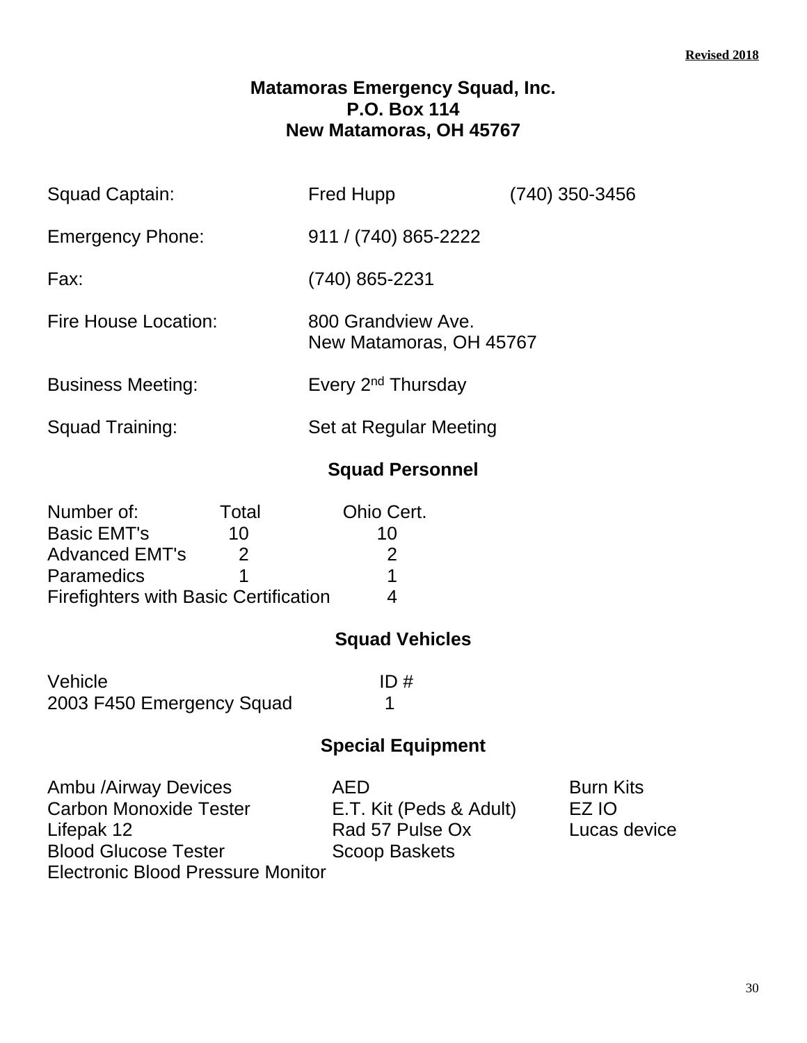**Revised 2018**

# Matamoras Emergency Squad, Inc.
**P.O. Box 114**
**New Matamoras, OH 45767**

| | | |
|---|---|---|
| Squad Captain: | Fred Hupp | (740) 350-3456 |
| Emergency Phone: | 911 / (740) 865-2222 | |
| Fax: | (740) 865-2231 | |
| Fire House Location: | 800 Grandview Ave. New Matamoras, OH 45767 | |
| Business Meeting: | Every 2nd Thursday | |
| Squad Training: | Set at Regular Meeting | |

## Squad Personnel

| Number of: | Total | Ohio Cert. |
|---|---|---|
| Basic EMT's | 10 | 10 |
| Advanced EMT's | 2 | 2 |
| Paramedics | 1 | 1 |
| Firefighters with Basic Certification | | 4 |

## Squad Vehicles

| Vehicle | ID # |
|---|---|
| 2003 F450 Emergency Squad | 1 |

## Special Equipment

| | | |
|---|---|---|
| Ambu /Airway Devices | AED | Burn Kits |
| Carbon Monoxide Tester | E.T. Kit (Peds & Adult) | EZ IO |
| Lifepak 12 | Rad 57 Pulse Ox | Lucas device |
| Blood Glucose Tester | Scoop Baskets | |
| Electronic Blood Pressure Monitor | | |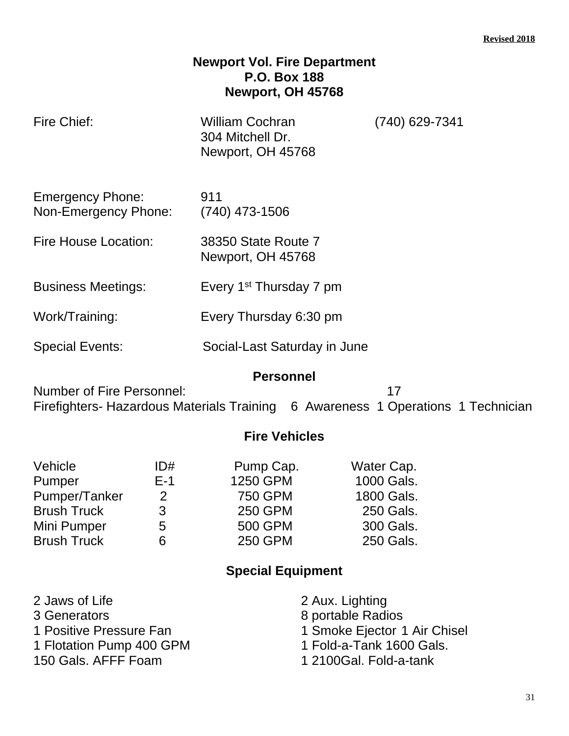**Revised 2018**

# Newport Vol. Fire Department
**P.O. Box 188**
**Newport, OH 45768**

Fire Chief: William Cochran (740) 629-7341
304 Mitchell Dr.
Newport, OH 45768

Emergency Phone: 911
Non-Emergency Phone: (740) 473-1506

Fire House Location: 38350 State Route 7
Newport, OH 45768

Business Meetings: Every 1st Thursday 7 pm

Work/Training: Every Thursday 6:30 pm

Special Events: Social-Last Saturday in June

## Personnel

Number of Fire Personnel: 17
Firefighters- Hazardous Materials Training 6 Awareness 1 Operations 1 Technician

## Fire Vehicles

| Vehicle | ID# | Pump Cap. | Water Cap. |
|---|---|---|---|
| Pumper | E-1 | 1250 GPM | 1000 Gals. |
| Pumper/Tanker | 2 | 750 GPM | 1800 Gals. |
| Brush Truck | 3 | 250 GPM | 250 Gals. |
| Mini Pumper | 5 | 500 GPM | 300 Gals. |
| Brush Truck | 6 | 250 GPM | 250 Gals. |

## Special Equipment

2 Jaws of Life
3 Generators
1 Positive Pressure Fan
1 Flotation Pump 400 GPM
150 Gals. AFFF Foam

2 Aux. Lighting
8 portable Radios
1 Smoke Ejector 1 Air Chisel
1 Fold-a-Tank 1600 Gals.
1 2100Gal. Fold-a-tank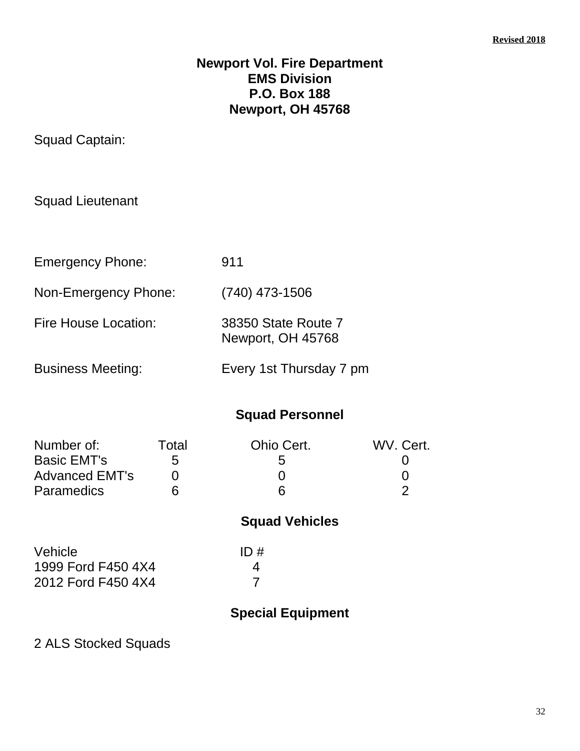**Revised 2018**

# Newport Vol. Fire Department
## EMS Division
## P.O. Box 188
## Newport, OH 45768

Squad Captain:

Squad Lieutenant

| | |
|---|---|
| Emergency Phone: | 911 |
| Non-Emergency Phone: | (740) 473-1506 |
| Fire House Location: | 38350 State Route 7<br>Newport, OH 45768 |
| Business Meeting: | Every 1st Thursday 7 pm |

## Squad Personnel

| Number of: | Total | Ohio Cert. | WV. Cert. |
|---|---|---|---|
| Basic EMT's | 5 | 5 | 0 |
| Advanced EMT's | 0 | 0 | 0 |
| Paramedics | 6 | 6 | 2 |

## Squad Vehicles

| Vehicle | ID # |
|---|---|
| 1999 Ford F450 4X4 | 4 |
| 2012 Ford F450 4X4 | 7 |

## Special Equipment

2 ALS Stocked Squads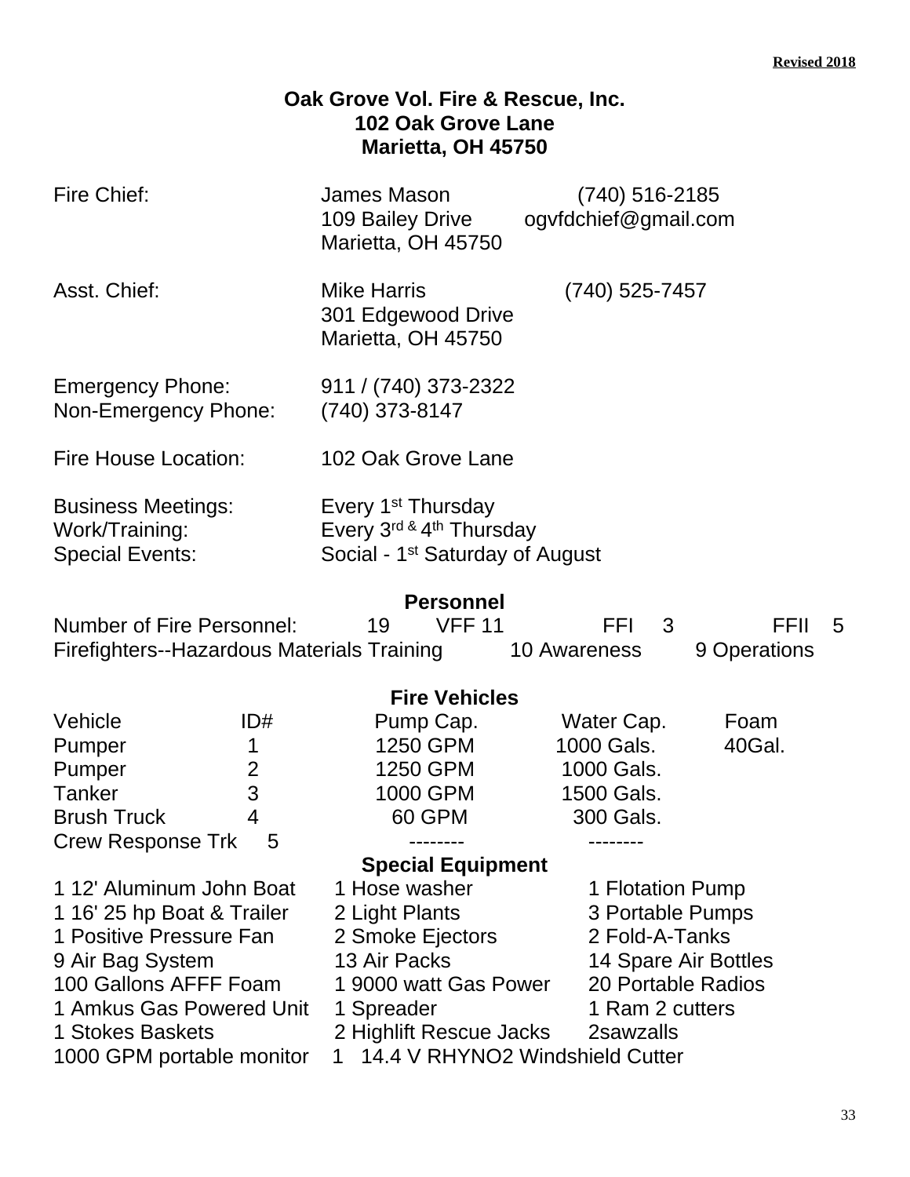**Revised 2018**

# Oak Grove Vol. Fire & Rescue, Inc.
**102 Oak Grove Lane**
**Marietta, OH 45750**

| | | |
|---|---|---|
| Fire Chief: | James Mason<br>109 Bailey Drive<br>Marietta, OH 45750 | (740) 516-2185<br>ogvfdchief@gmail.com |
| Asst. Chief: | Mike Harris<br>301 Edgewood Drive<br>Marietta, OH 45750 | (740) 525-7457 |
| Emergency Phone: | 911 / (740) 373-2322 | |
| Non-Emergency Phone: | (740) 373-8147 | |
| Fire House Location: | 102 Oak Grove Lane | |
| Business Meetings: | Every 1st Thursday | |
| Work/Training: | Every 3rd & 4th Thursday | |
| Special Events: | Social - 1st Saturday of August | |

## Personnel

Number of Fire Personnel: 19 VFF 11 FFI 3 FFII 5

Firefighters--Hazardous Materials Training 10 Awareness 9 Operations

## Fire Vehicles

| Vehicle | ID# | Pump Cap. | Water Cap. | Foam |
|---|---|---|---|---|
| Pumper | 1 | 1250 GPM | 1000 Gals. | 40Gal. |
| Pumper | 2 | 1250 GPM | 1000 Gals. | |
| Tanker | 3 | 1000 GPM | 1500 Gals. | |
| Brush Truck | 4 | 60 GPM | 300 Gals. | |
| Crew Response Trk | 5 | -------- | -------- | |

## Special Equipment

| | | |
|---|---|---|
| 1 12' Aluminum John Boat | 1 Hose washer | 1 Flotation Pump |
| 1 16' 25 hp Boat & Trailer | 2 Light Plants | 3 Portable Pumps |
| 1 Positive Pressure Fan | 2 Smoke Ejectors | 2 Fold-A-Tanks |
| 9 Air Bag System | 13 Air Packs | 14 Spare Air Bottles |
| 100 Gallons AFFF Foam | 1 9000 watt Gas Power | 20 Portable Radios |
| 1 Amkus Gas Powered Unit | 1 Spreader | 1 Ram 2 cutters |
| 1 Stokes Baskets | 2 Highlift Rescue Jacks | 2sawzalls |
| 1000 GPM portable monitor | 1 14.4 V RHYNO2 Windshield Cutter | |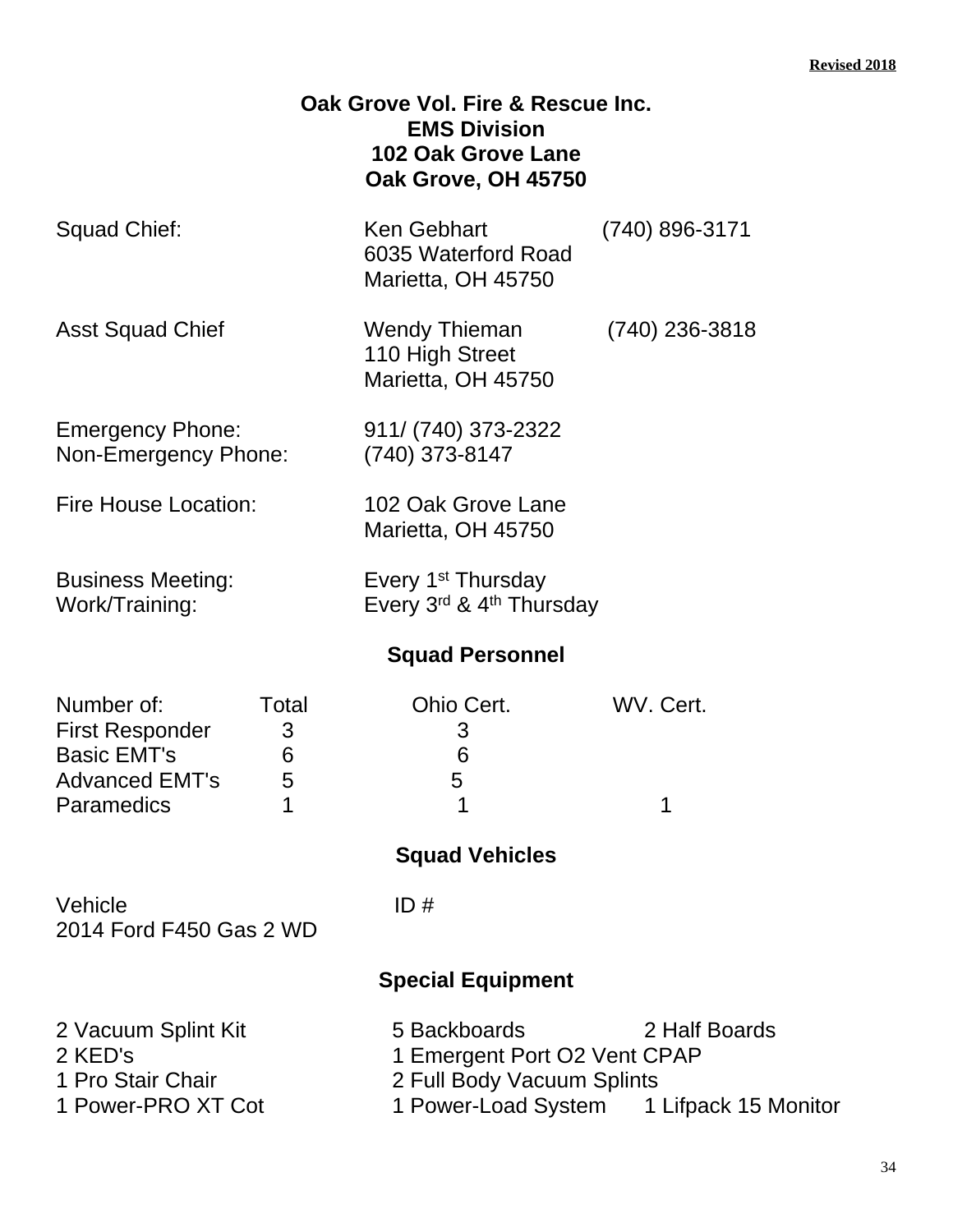**Revised 2018**

**Oak Grove Vol. Fire & Rescue Inc.**
**EMS Division**
**102 Oak Grove Lane**
**Oak Grove, OH 45750**

| | | |
|---|---|---|
| Squad Chief: | Ken Gebhart<br>6035 Waterford Road<br>Marietta, OH 45750 | (740) 896-3171 |
| Asst Squad Chief | Wendy Thieman<br>110 High Street<br>Marietta, OH 45750 | (740) 236-3818 |
| Emergency Phone: | 911/ (740) 373-2322 | |
| Non-Emergency Phone: | (740) 373-8147 | |
| Fire House Location: | 102 Oak Grove Lane<br>Marietta, OH 45750 | |
| Business Meeting: | Every 1st Thursday | |
| Work/Training: | Every 3rd & 4th Thursday | |

## Squad Personnel

| Number of: | Total | Ohio Cert. | WV. Cert. |
|---|---|---|---|
| First Responder | 3 | 3 | |
| Basic EMT's | 6 | 6 | |
| Advanced EMT's | 5 | 5 | |
| Paramedics | 1 | 1 | 1 |

## Squad Vehicles

| Vehicle | ID # |
|---|---|
| 2014 Ford F450 Gas 2 WD | |

## Special Equipment

| | | |
|---|---|---|
| 2 Vacuum Splint Kit | 5 Backboards | 2 Half Boards |
| 2 KED's | 1 Emergent Port O2 Vent CPAP | |
| 1 Pro Stair Chair | 2 Full Body Vacuum Splints | |
| 1 Power-PRO XT Cot | 1 Power-Load System | 1 Lifpack 15 Monitor |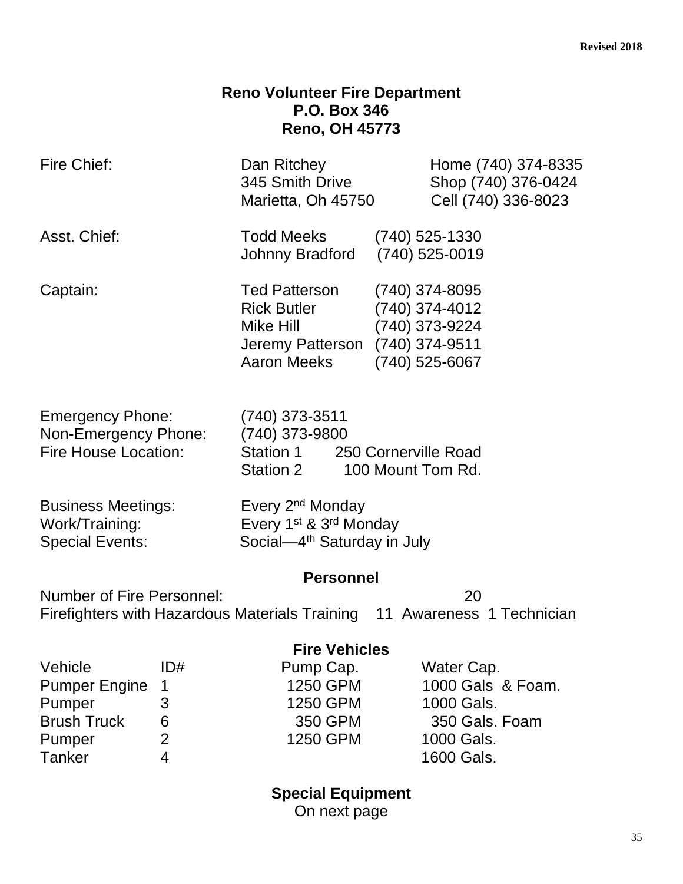Revised 2018

# Reno Volunteer Fire Department
**P.O. Box 346**
**Reno, OH 45773**

| | | |
|---|---|---|
| Fire Chief: | Dan Ritchey<br>345 Smith Drive<br>Marietta, Oh 45750 | Home (740) 374-8335<br>Shop (740) 376-0424<br>Cell (740) 336-8023 |
| Asst. Chief: | Todd Meeks | (740) 525-1330 |
| | Johnny Bradford | (740) 525-0019 |
| Captain: | Ted Patterson | (740) 374-8095 |
| | Rick Butler | (740) 374-4012 |
| | Mike Hill | (740) 373-9224 |
| | Jeremy Patterson | (740) 374-9511 |
| | Aaron Meeks | (740) 525-6067 |

Emergency Phone: (740) 373-3511
Non-Emergency Phone: (740) 373-9800
Fire House Location: Station 1 250 Cornerville Road
Station 2 100 Mount Tom Rd.

Business Meetings: Every 2nd Monday
Work/Training: Every 1st & 3rd Monday
Special Events: Social—4th Saturday in July

## Personnel

Number of Fire Personnel: 20
Firefighters with Hazardous Materials Training 11 Awareness 1 Technician

## Fire Vehicles

| Vehicle | ID# | Pump Cap. | Water Cap. |
|---|---|---|---|
| Pumper Engine | 1 | 1250 GPM | 1000 Gals & Foam. |
| Pumper | 3 | 1250 GPM | 1000 Gals. |
| Brush Truck | 6 | 350 GPM | 350 Gals. Foam |
| Pumper | 2 | 1250 GPM | 1000 Gals. |
| Tanker | 4 | | 1600 Gals. |

## Special Equipment
On next page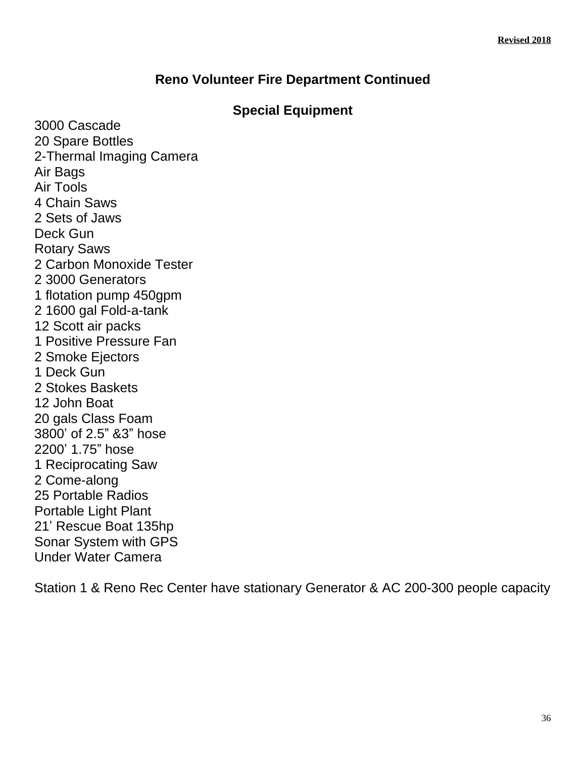Revised 2018

## Reno Volunteer Fire Department Continued

### Special Equipment

3000 Cascade
20 Spare Bottles
2-Thermal Imaging Camera
Air Bags
Air Tools
4 Chain Saws
2 Sets of Jaws
Deck Gun
Rotary Saws
2 Carbon Monoxide Tester
2 3000 Generators
1 flotation pump 450gpm
2 1600 gal Fold-a-tank
12 Scott air packs
1 Positive Pressure Fan
2 Smoke Ejectors
1 Deck Gun
2 Stokes Baskets
12 John Boat
20 gals Class Foam
3800' of 2.5" &3" hose
2200' 1.75" hose
1 Reciprocating Saw
2 Come-along
25 Portable Radios
Portable Light Plant
21' Rescue Boat 135hp
Sonar System with GPS
Under Water Camera

Station 1 & Reno Rec Center have stationary Generator & AC 200-300 people capacity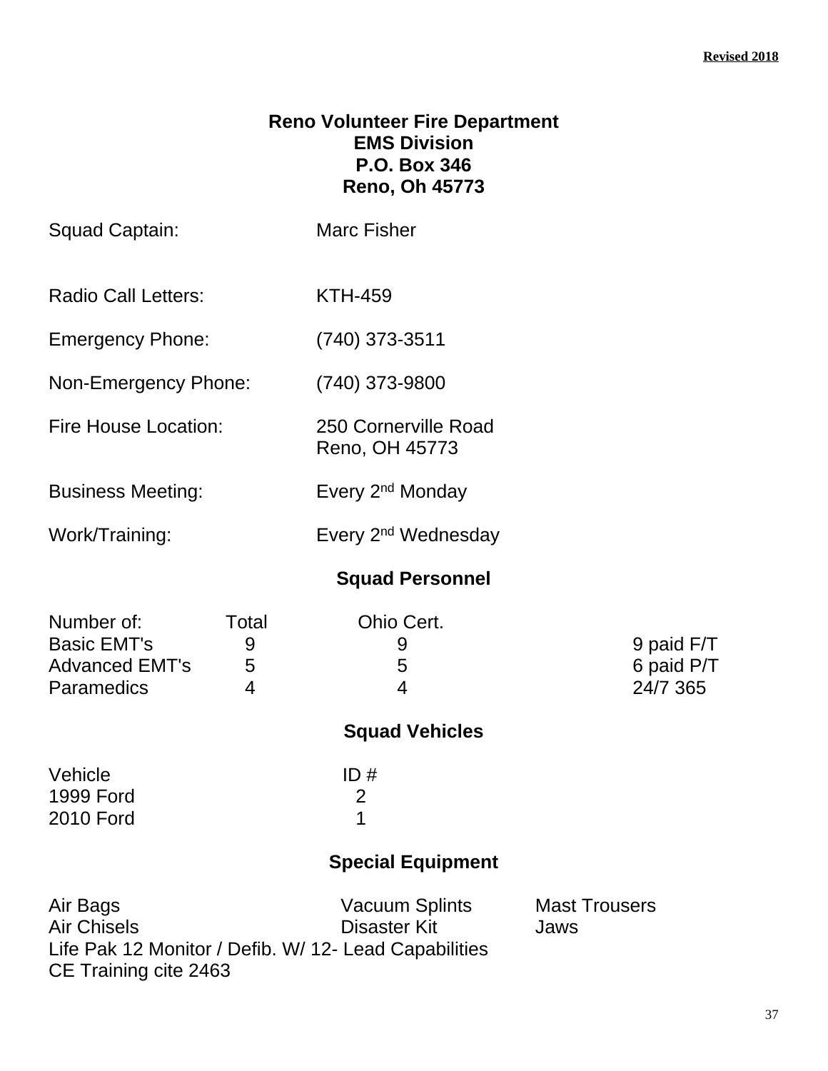**Revised 2018**

# Reno Volunteer Fire Department
## EMS Division
**P.O. Box 346**
**Reno, Oh 45773**

| | |
|---|---|
| Squad Captain: | Marc Fisher |
| Radio Call Letters: | KTH-459 |
| Emergency Phone: | (740) 373-3511 |
| Non-Emergency Phone: | (740) 373-9800 |
| Fire House Location: | 250 Cornerville Road<br>Reno, OH 45773 |
| Business Meeting: | Every 2nd Monday |
| Work/Training: | Every 2nd Wednesday |

## Squad Personnel

| Number of: | Total | Ohio Cert. | |
|---|---|---|---|
| Basic EMT's | 9 | 9 | 9 paid F/T |
| Advanced EMT's | 5 | 5 | 6 paid P/T |
| Paramedics | 4 | 4 | 24/7 365 |

## Squad Vehicles

| Vehicle | ID # |
|---|---|
| 1999 Ford | 2 |
| 2010 Ford | 1 |

## Special Equipment

| | | |
|---|---|---|
| Air Bags | Vacuum Splints | Mast Trousers |
| Air Chisels | Disaster Kit | Jaws |

Life Pak 12 Monitor / Defib. W/ 12- Lead Capabilities
CE Training cite 2463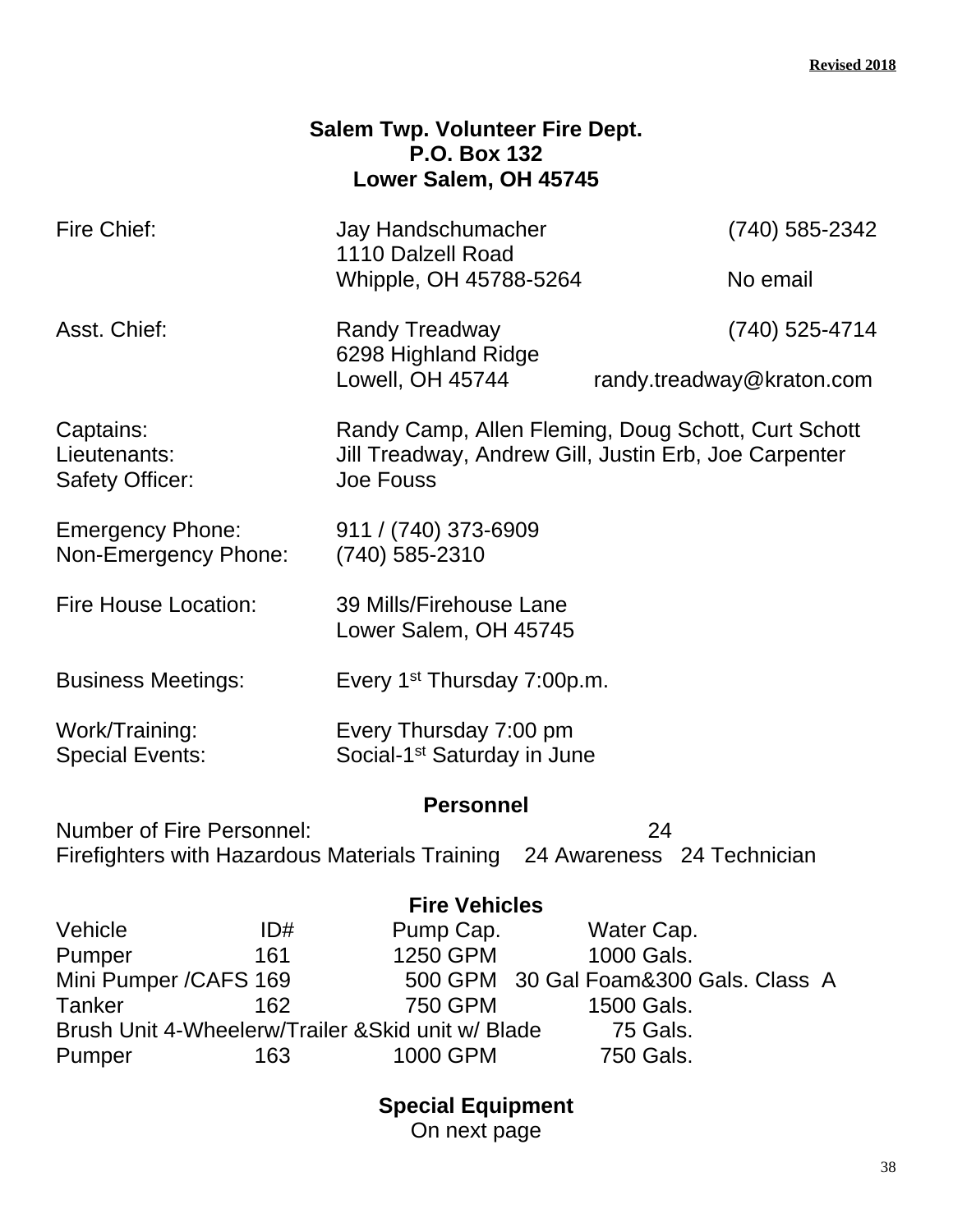**Revised 2018**

## Salem Twp. Volunteer Fire Dept.
**P.O. Box 132**
**Lower Salem, OH 45745**

| | | |
|---|---|---|
| Fire Chief: | Jay Handschumacher<br>1110 Dalzell Road<br>Whipple, OH 45788-5264 | (740) 585-2342<br><br>No email |
| Asst. Chief: | Randy Treadway<br>6298 Highland Ridge<br>Lowell, OH 45744 | (740) 525-4714<br><br>randy.treadway@kraton.com |
| Captains: | Randy Camp, Allen Fleming, Doug Schott, Curt Schott | |
| Lieutenants: | Jill Treadway, Andrew Gill, Justin Erb, Joe Carpenter | |
| Safety Officer: | Joe Fouss | |
| Emergency Phone: | 911 / (740) 373-6909 | |
| Non-Emergency Phone: | (740) 585-2310 | |
| Fire House Location: | 39 Mills/Firehouse Lane<br>Lower Salem, OH 45745 | |
| Business Meetings: | Every 1st Thursday 7:00p.m. | |
| Work/Training: | Every Thursday 7:00 pm | |
| Special Events: | Social-1st Saturday in June | |

### Personnel

Number of Fire Personnel: 24

Firefighters with Hazardous Materials Training 24 Awareness 24 Technician

### Fire Vehicles

| Vehicle | ID# | Pump Cap. | Water Cap. |
|---|---|---|---|
| Pumper | 161 | 1250 GPM | 1000 Gals. |
| Mini Pumper /CAFS | 169 | 500 GPM | 30 Gal Foam&300 Gals. Class A |
| Tanker | 162 | 750 GPM | 1500 Gals. |
| Brush Unit 4-Wheelerw/Trailer &Skid unit w/ Blade | | | 75 Gals. |
| Pumper | 163 | 1000 GPM | 750 Gals. |

### Special Equipment
On next page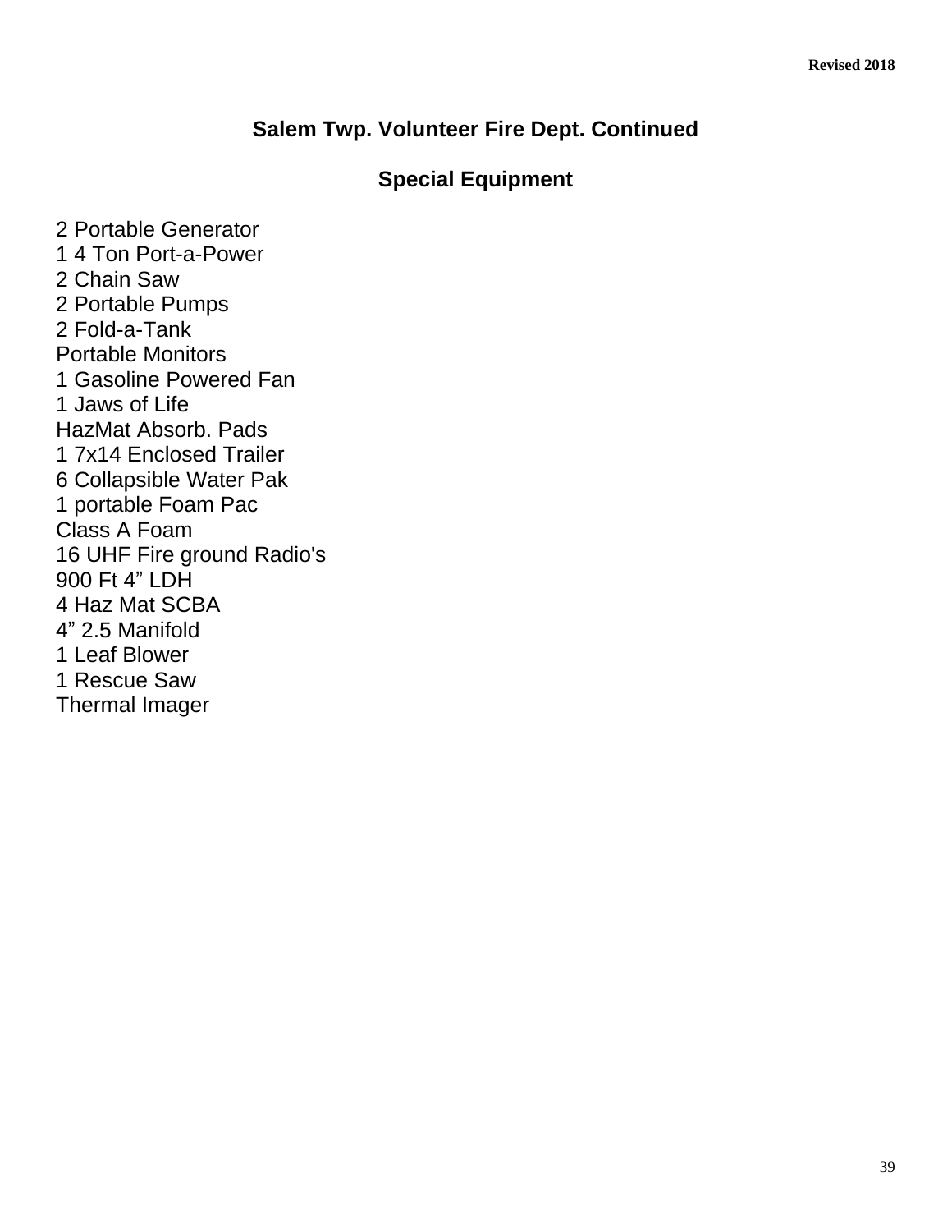## Salem Twp. Volunteer Fire Dept. Continued

## Special Equipment

2 Portable Generator
1 4 Ton Port-a-Power
2 Chain Saw
2 Portable Pumps
2 Fold-a-Tank
Portable Monitors
1 Gasoline Powered Fan
1 Jaws of Life
HazMat Absorb. Pads
1 7x14 Enclosed Trailer
6 Collapsible Water Pak
1 portable Foam Pac
Class A Foam
16 UHF Fire ground Radio's
900 Ft 4" LDH
4 Haz Mat SCBA
4" 2.5 Manifold
1 Leaf Blower
1 Rescue Saw
Thermal Imager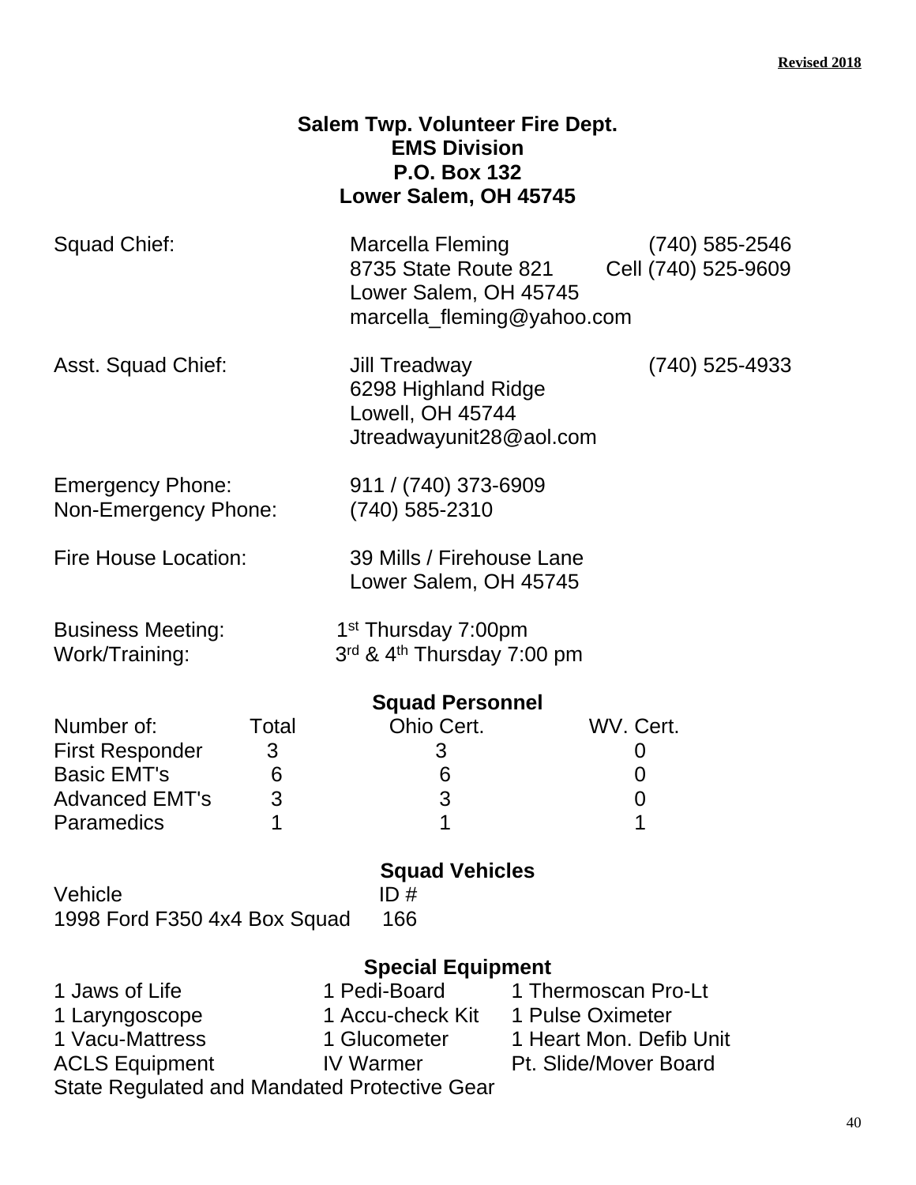Revised 2018

# Salem Twp. Volunteer Fire Dept.
## EMS Division
**P.O. Box 132**
**Lower Salem, OH 45745**

Squad Chief: Marcella Fleming (740) 585-2546
8735 State Route 821 Cell (740) 525-9609
Lower Salem, OH 45745
marcella_fleming@yahoo.com

Asst. Squad Chief: Jill Treadway (740) 525-4933
6298 Highland Ridge
Lowell, OH 45744
Jtreadwayunit28@aol.com

Emergency Phone: 911 / (740) 373-6909
Non-Emergency Phone: (740) 585-2310

Fire House Location: 39 Mills / Firehouse Lane
Lower Salem, OH 45745

Business Meeting: 1st Thursday 7:00pm
Work/Training: 3rd & 4th Thursday 7:00 pm

### Squad Personnel

| Number of: | Total | Ohio Cert. | WV. Cert. |
|---|---|---|---|
| First Responder | 3 | 3 | 0 |
| Basic EMT's | 6 | 6 | 0 |
| Advanced EMT's | 3 | 3 | 0 |
| Paramedics | 1 | 1 | 1 |

### Squad Vehicles

| Vehicle | ID # |
|---|---|
| 1998 Ford F350 4x4 Box Squad | 166 |

### Special Equipment

| | | |
|---|---|---|
| 1 Jaws of Life | 1 Pedi-Board | 1 Thermoscan Pro-Lt |
| 1 Laryngoscope | 1 Accu-check Kit | 1 Pulse Oximeter |
| 1 Vacu-Mattress | 1 Glucometer | 1 Heart Mon. Defib Unit |
| ACLS Equipment | IV Warmer | Pt. Slide/Mover Board |

State Regulated and Mandated Protective Gear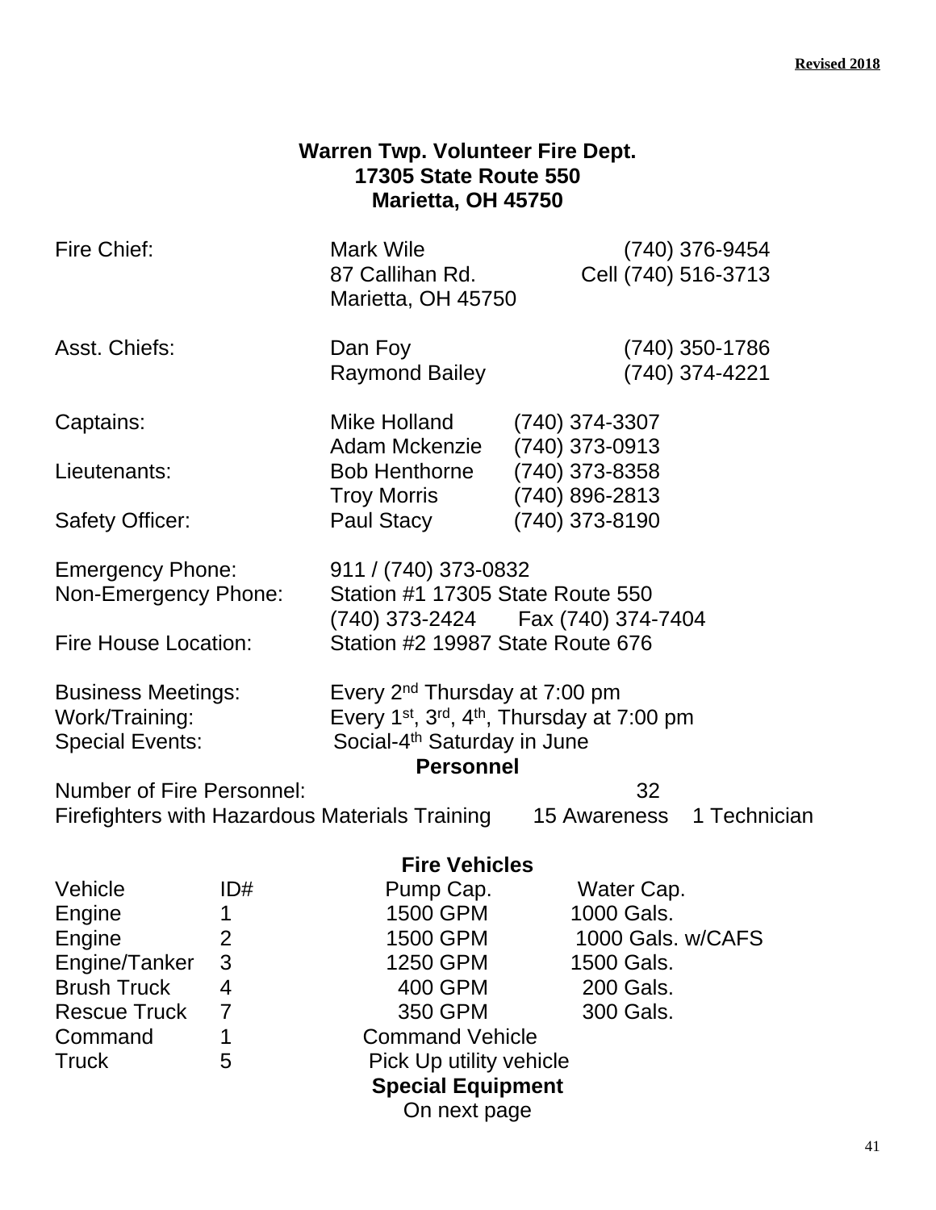Revised 2018

# Warren Twp. Volunteer Fire Dept.
**17305 State Route 550**
**Marietta, OH 45750**

| | | |
|---|---|---|
| Fire Chief: | Mark Wile | (740) 376-9454 |
| | 87 Callihan Rd. | Cell (740) 516-3713 |
| | Marietta, OH 45750 | |
| Asst. Chiefs: | Dan Foy | (740) 350-1786 |
| | Raymond Bailey | (740) 374-4221 |
| Captains: | Mike Holland | (740) 374-3307 |
| | Adam Mckenzie | (740) 373-0913 |
| Lieutenants: | Bob Henthorne | (740) 373-8358 |
| | Troy Morris | (740) 896-2813 |
| Safety Officer: | Paul Stacy | (740) 373-8190 |

Emergency Phone: 911 / (740) 373-0832
Non-Emergency Phone: Station #1 17305 State Route 550
(740) 373-2424 Fax (740) 374-7404
Fire House Location: Station #2 19987 State Route 676

Business Meetings: Every 2nd Thursday at 7:00 pm
Work/Training: Every 1st, 3rd, 4th, Thursday at 7:00 pm
Special Events: Social-4th Saturday in June

## Personnel

Number of Fire Personnel: 32
Firefighters with Hazardous Materials Training 15 Awareness 1 Technician

## Fire Vehicles

| Vehicle | ID# | Pump Cap. | Water Cap. |
|---|---|---|---|
| Engine | 1 | 1500 GPM | 1000 Gals. |
| Engine | 2 | 1500 GPM | 1000 Gals. w/CAFS |
| Engine/Tanker | 3 | 1250 GPM | 1500 Gals. |
| Brush Truck | 4 | 400 GPM | 200 Gals. |
| Rescue Truck | 7 | 350 GPM | 300 Gals. |
| Command | 1 | Command Vehicle | |
| Truck | 5 | Pick Up utility vehicle | |

## Special Equipment

On next page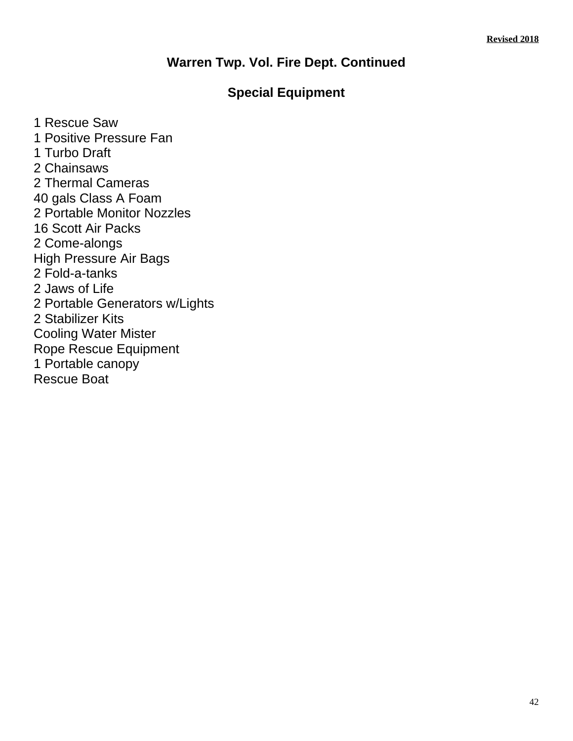**Revised 2018**

## Warren Twp. Vol. Fire Dept. Continued

### Special Equipment

1 Rescue Saw
1 Positive Pressure Fan
1 Turbo Draft
2 Chainsaws
2 Thermal Cameras
40 gals Class A Foam
2 Portable Monitor Nozzles
16 Scott Air Packs
2 Come-alongs
High Pressure Air Bags
2 Fold-a-tanks
2 Jaws of Life
2 Portable Generators w/Lights
2 Stabilizer Kits
Cooling Water Mister
Rope Rescue Equipment
1 Portable canopy
Rescue Boat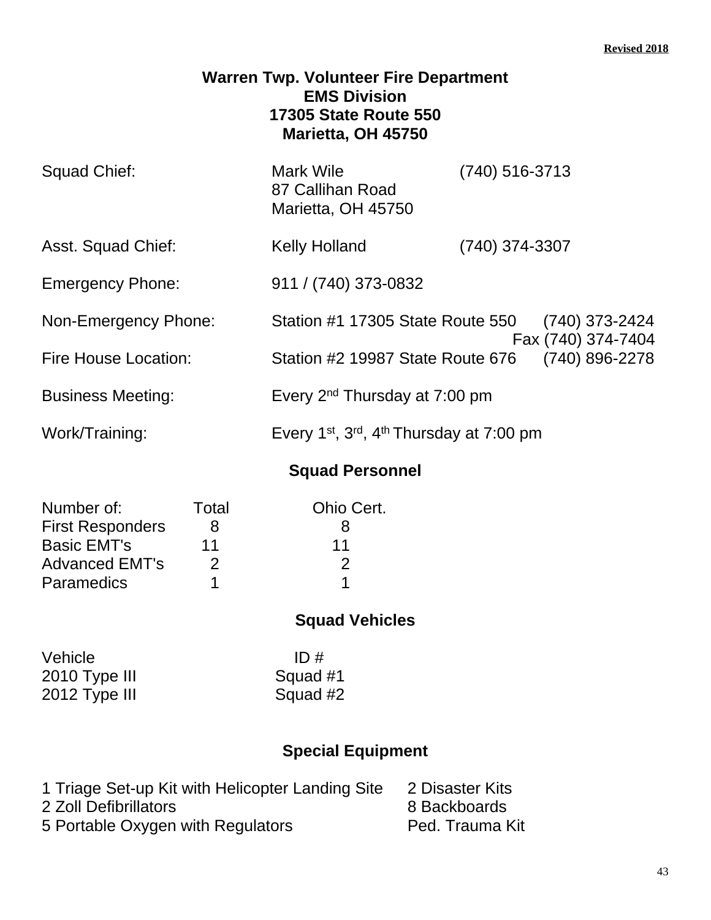**Revised 2018**

# Warren Twp. Volunteer Fire Department
## EMS Division
**17305 State Route 550**
**Marietta, OH 45750**

| | | |
|---|---|---|
| Squad Chief: | Mark Wile<br>87 Callihan Road<br>Marietta, OH 45750 | (740) 516-3713 |
| Asst. Squad Chief: | Kelly Holland | (740) 374-3307 |
| Emergency Phone: | 911 / (740) 373-0832 | |
| Non-Emergency Phone: | Station #1 17305 State Route 550 | (740) 373-2424<br>Fax (740) 374-7404 |
| Fire House Location: | Station #2 19987 State Route 676 | (740) 896-2278 |
| Business Meeting: | Every 2nd Thursday at 7:00 pm | |
| Work/Training: | Every 1st, 3rd, 4th Thursday at 7:00 pm | |

## Squad Personnel

| Number of: | Total | Ohio Cert. |
|---|---|---|
| First Responders | 8 | 8 |
| Basic EMT's | 11 | 11 |
| Advanced EMT's | 2 | 2 |
| Paramedics | 1 | 1 |

## Squad Vehicles

| Vehicle | ID # |
|---|---|
| 2010 Type III | Squad #1 |
| 2012 Type III | Squad #2 |

## Special Equipment

- 1 Triage Set-up Kit with Helicopter Landing Site
- 2 Zoll Defibrillators
- 5 Portable Oxygen with Regulators
- 2 Disaster Kits
- 8 Backboards
- Ped. Trauma Kit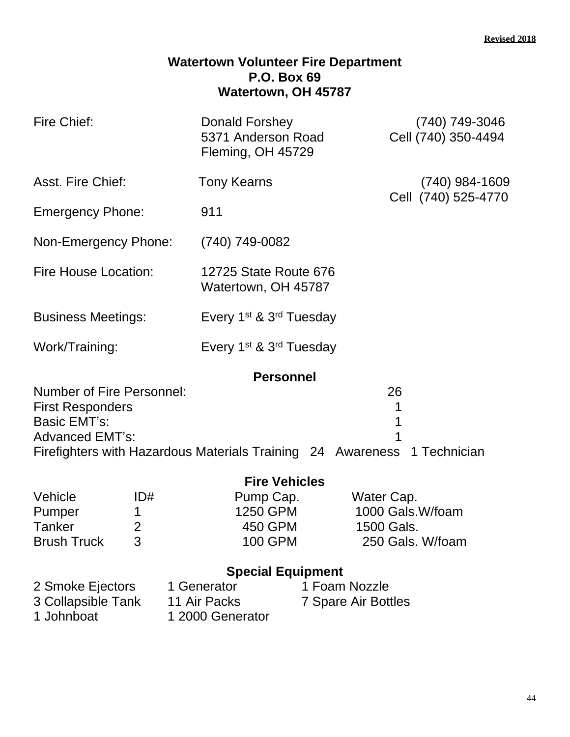**Revised 2018**

# Watertown Volunteer Fire Department
**P.O. Box 69**
**Watertown, OH 45787**

| | | |
|---|---|---|
| Fire Chief: | Donald Forshey<br>5371 Anderson Road<br>Fleming, OH 45729 | (740) 749-3046<br>Cell (740) 350-4494 |
| Asst. Fire Chief: | Tony Kearns | (740) 984-1609<br>Cell (740) 525-4770 |
| Emergency Phone: | 911 | |
| Non-Emergency Phone: | (740) 749-0082 | |
| Fire House Location: | 12725 State Route 676<br>Watertown, OH 45787 | |
| Business Meetings: | Every 1st & 3rd Tuesday | |
| Work/Training: | Every 1st & 3rd Tuesday | |

## Personnel

Number of Fire Personnel: 26
First Responders 1
Basic EMT's: 1
Advanced EMT's: 1
Firefighters with Hazardous Materials Training 24 Awareness 1 Technician

## Fire Vehicles

| Vehicle | ID# | Pump Cap. | Water Cap. |
|---|---|---|---|
| Pumper | 1 | 1250 GPM | 1000 Gals.W/foam |
| Tanker | 2 | 450 GPM | 1500 Gals. |
| Brush Truck | 3 | 100 GPM | 250 Gals. W/foam |

## Special Equipment

| | | |
|---|---|---|
| 2 Smoke Ejectors | 1 Generator | 1 Foam Nozzle |
| 3 Collapsible Tank | 11 Air Packs | 7 Spare Air Bottles |
| 1 Johnboat | 1 2000 Generator | |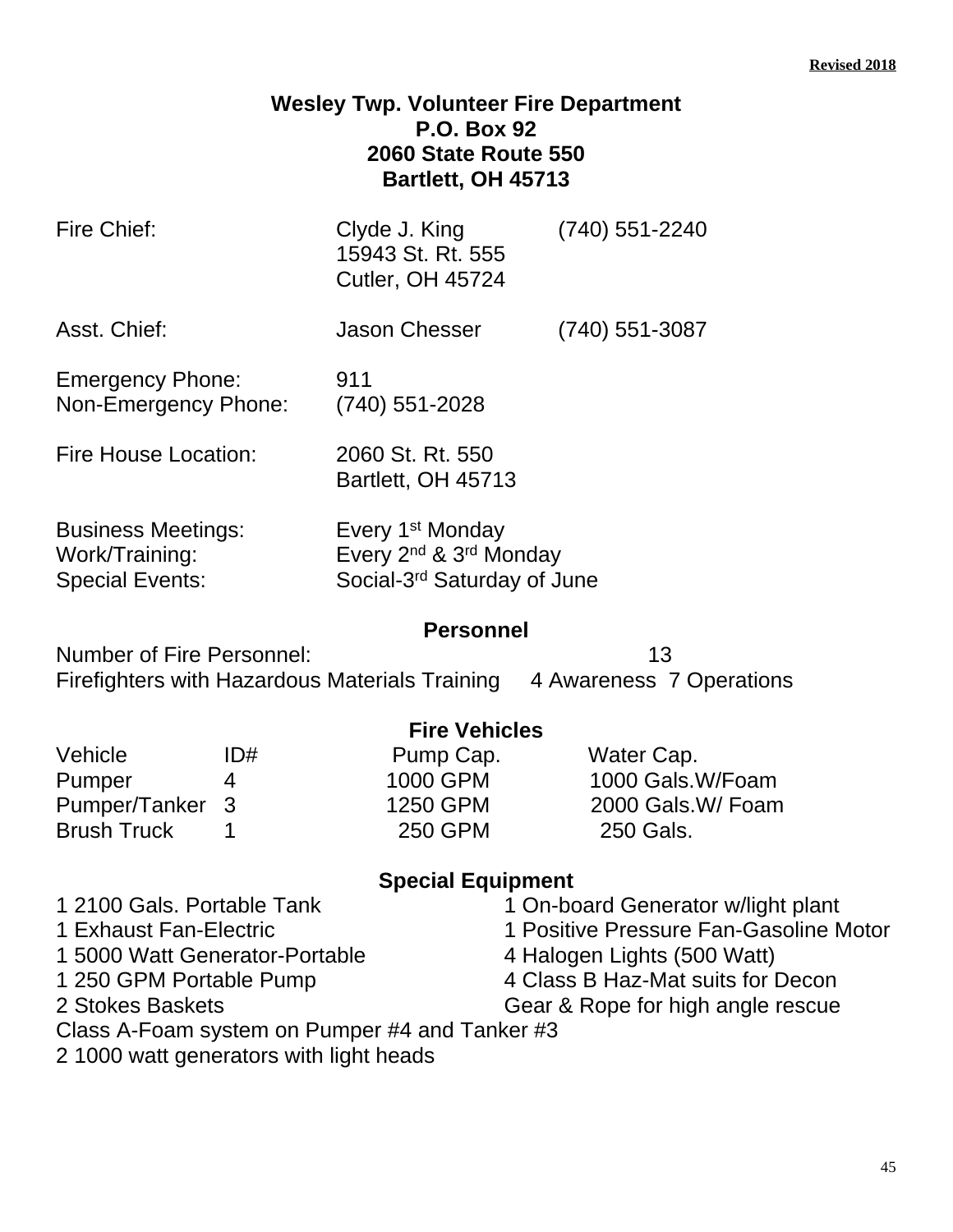**Revised 2018**

# Wesley Twp. Volunteer Fire Department
**P.O. Box 92**
**2060 State Route 550**
**Bartlett, OH 45713**

| | | |
|---|---|---|
| Fire Chief: | Clyde J. King<br>15943 St. Rt. 555<br>Cutler, OH 45724 | (740) 551-2240 |
| Asst. Chief: | Jason Chesser | (740) 551-3087 |
| Emergency Phone: | 911 | |
| Non-Emergency Phone: | (740) 551-2028 | |
| Fire House Location: | 2060 St. Rt. 550<br>Bartlett, OH 45713 | |
| Business Meetings: | Every 1st Monday | |
| Work/Training: | Every 2nd & 3rd Monday | |
| Special Events: | Social-3rd Saturday of June | |

## Personnel

Number of Fire Personnel: 13

Firefighters with Hazardous Materials Training 4 Awareness 7 Operations

## Fire Vehicles

| Vehicle | ID# | Pump Cap. | Water Cap. |
|---|---|---|---|
| Pumper | 4 | 1000 GPM | 1000 Gals.W/Foam |
| Pumper/Tanker | 3 | 1250 GPM | 2000 Gals.W/ Foam |
| Brush Truck | 1 | 250 GPM | 250 Gals. |

## Special Equipment

- 1 2100 Gals. Portable Tank
- 1 Exhaust Fan-Electric
- 1 5000 Watt Generator-Portable
- 1 250 GPM Portable Pump
- 2 Stokes Baskets
- 1 On-board Generator w/light plant
- 1 Positive Pressure Fan-Gasoline Motor
- 4 Halogen Lights (500 Watt)
- 4 Class B Haz-Mat suits for Decon
- Gear & Rope for high angle rescue
- Class A-Foam system on Pumper #4 and Tanker #3
- 2 1000 watt generators with light heads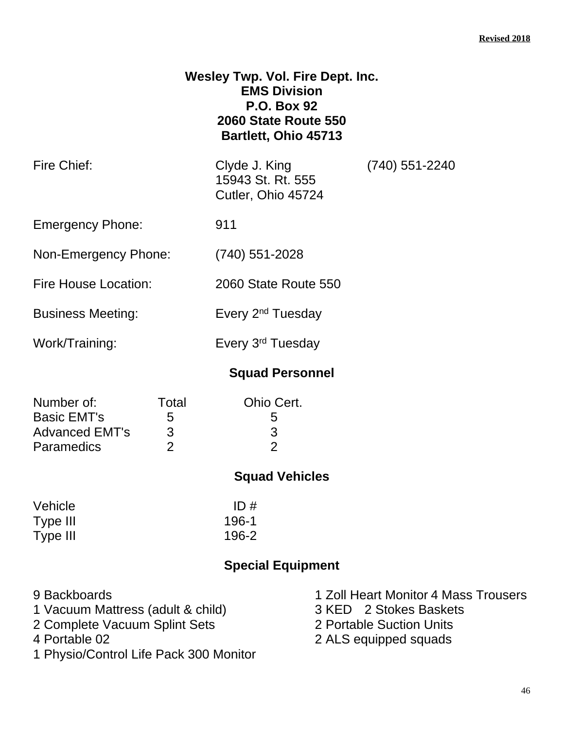**Revised 2018**

**Wesley Twp. Vol. Fire Dept. Inc.**
**EMS Division**
**P.O. Box 92**
**2060 State Route 550**
**Bartlett, Ohio 45713**

| | | |
|---|---|---|
| Fire Chief: | Clyde J. King<br>15943 St. Rt. 555<br>Cutler, Ohio 45724 | (740) 551-2240 |
| Emergency Phone: | 911 | |
| Non-Emergency Phone: | (740) 551-2028 | |
| Fire House Location: | 2060 State Route 550 | |
| Business Meeting: | Every 2nd Tuesday | |
| Work/Training: | Every 3rd Tuesday | |

## Squad Personnel

| Number of: | Total | Ohio Cert. |
|---|---|---|
| Basic EMT's | 5 | 5 |
| Advanced EMT's | 3 | 3 |
| Paramedics | 2 | 2 |

## Squad Vehicles

| Vehicle | ID # |
|---|---|
| Type III | 196-1 |
| Type III | 196-2 |

## Special Equipment

- 9 Backboards
- 1 Vacuum Mattress (adult & child)
- 2 Complete Vacuum Splint Sets
- 4 Portable 02
- 1 Physio/Control Life Pack 300 Monitor
- 1 Zoll Heart Monitor
- 4 Mass Trousers
- 3 KED
- 2 Stokes Baskets
- 2 Portable Suction Units
- 2 ALS equipped squads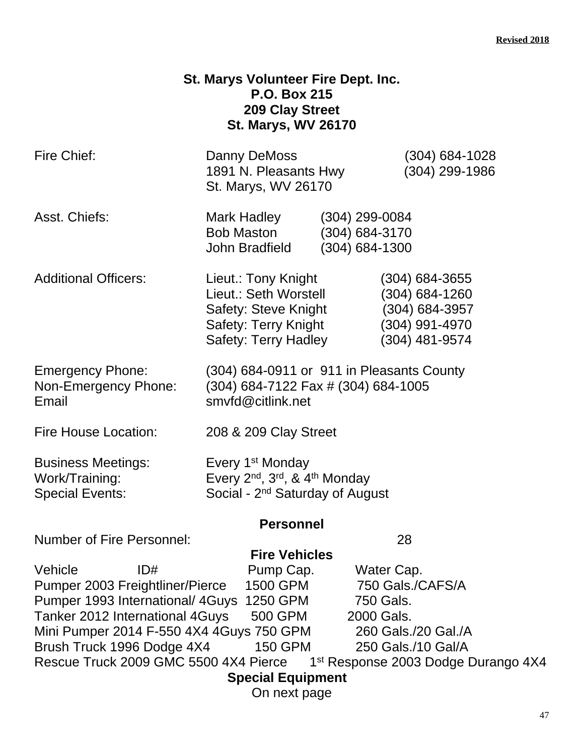**Revised 2018**

**St. Marys Volunteer Fire Dept. Inc.**
**P.O. Box 215**
**209 Clay Street**
**St. Marys, WV 26170**

| | | |
|---|---|---|
| Fire Chief: | Danny DeMoss<br>1891 N. Pleasants Hwy<br>St. Marys, WV 26170 | (304) 684-1028<br>(304) 299-1986 |
| Asst. Chiefs: | Mark Hadley<br>Bob Maston<br>John Bradfield | (304) 299-0084<br>(304) 684-3170<br>(304) 684-1300 |
| Additional Officers: | Lieut.: Tony Knight<br>Lieut.: Seth Worstell<br>Safety: Steve Knight<br>Safety: Terry Knight<br>Safety: Terry Hadley | (304) 684-3655<br>(304) 684-1260<br>(304) 684-3957<br>(304) 991-4970<br>(304) 481-9574 |

Emergency Phone: (304) 684-0911 or 911 in Pleasants County
Non-Emergency Phone: (304) 684-7122 Fax # (304) 684-1005
Email smvfd@citlink.net

Fire House Location: 208 & 209 Clay Street

Business Meetings: Every 1st Monday
Work/Training: Every 2nd, 3rd, & 4th Monday
Special Events: Social - 2nd Saturday of August

**Personnel**

Number of Fire Personnel: 28

**Fire Vehicles**

| Vehicle ID# | Pump Cap. | Water Cap. |
|---|---|---|
| Pumper 2003 Freightliner/Pierce | 1500 GPM | 750 Gals./CAFS/A |
| Pumper 1993 International/ 4Guys | 1250 GPM | 750 Gals. |
| Tanker 2012 International 4Guys | 500 GPM | 2000 Gals. |
| Mini Pumper 2014 F-550 4X4 4Guys | 750 GPM | 260 Gals./20 Gal./A |
| Brush Truck 1996 Dodge 4X4 | 150 GPM | 250 Gals./10 Gal/A |

Rescue Truck 2009 GMC 5500 4X4 Pierce 1st Response 2003 Dodge Durango 4X4

**Special Equipment**

On next page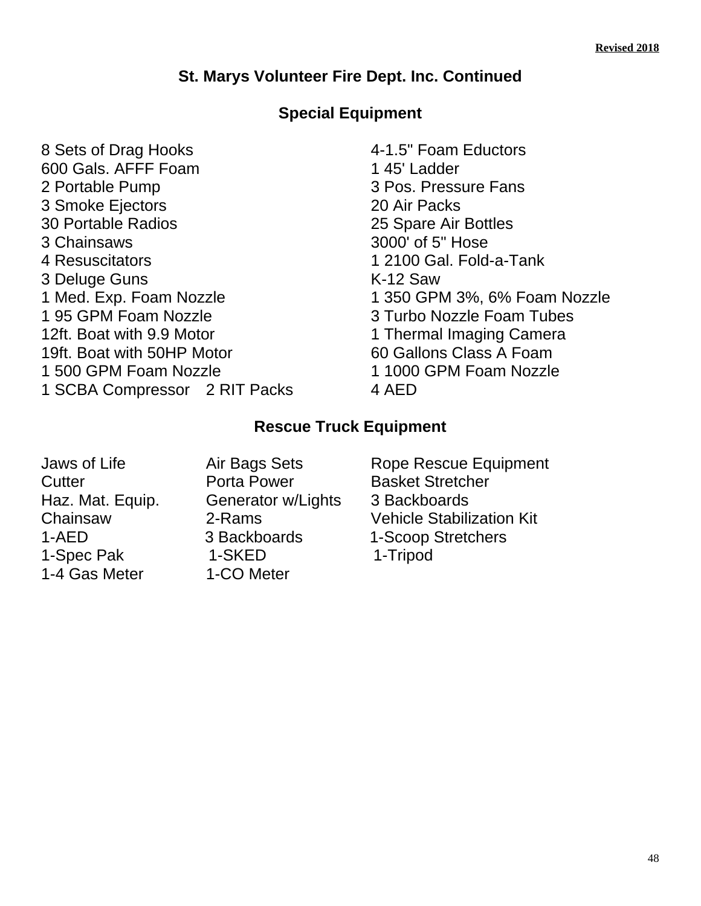Revised 2018

## St. Marys Volunteer Fire Dept. Inc. Continued

### Special Equipment

| | |
|---|---|
| 8 Sets of Drag Hooks | 4-1.5" Foam Eductors |
| 600 Gals. AFFF Foam | 1 45' Ladder |
| 2 Portable Pump | 3 Pos. Pressure Fans |
| 3 Smoke Ejectors | 20 Air Packs |
| 30 Portable Radios | 25 Spare Air Bottles |
| 3 Chainsaws | 3000' of 5" Hose |
| 4 Resuscitators | 1 2100 Gal. Fold-a-Tank |
| 3 Deluge Guns | K-12 Saw |
| 1 Med. Exp. Foam Nozzle | 1 350 GPM 3%, 6% Foam Nozzle |
| 1 95 GPM Foam Nozzle | 3 Turbo Nozzle Foam Tubes |
| 12ft. Boat with 9.9 Motor | 1 Thermal Imaging Camera |
| 19ft. Boat with 50HP Motor | 60 Gallons Class A Foam |
| 1 500 GPM Foam Nozzle | 1 1000 GPM Foam Nozzle |
| 1 SCBA Compressor 2 RIT Packs | 4 AED |

### Rescue Truck Equipment

| | | |
|---|---|---|
| Jaws of Life | Air Bags Sets | Rope Rescue Equipment |
| Cutter | Porta Power | Basket Stretcher |
| Haz. Mat. Equip. | Generator w/Lights | 3 Backboards |
| Chainsaw | 2-Rams | Vehicle Stabilization Kit |
| 1-AED | 3 Backboards | 1-Scoop Stretchers |
| 1-Spec Pak | 1-SKED | 1-Tripod |
| 1-4 Gas Meter | 1-CO Meter | |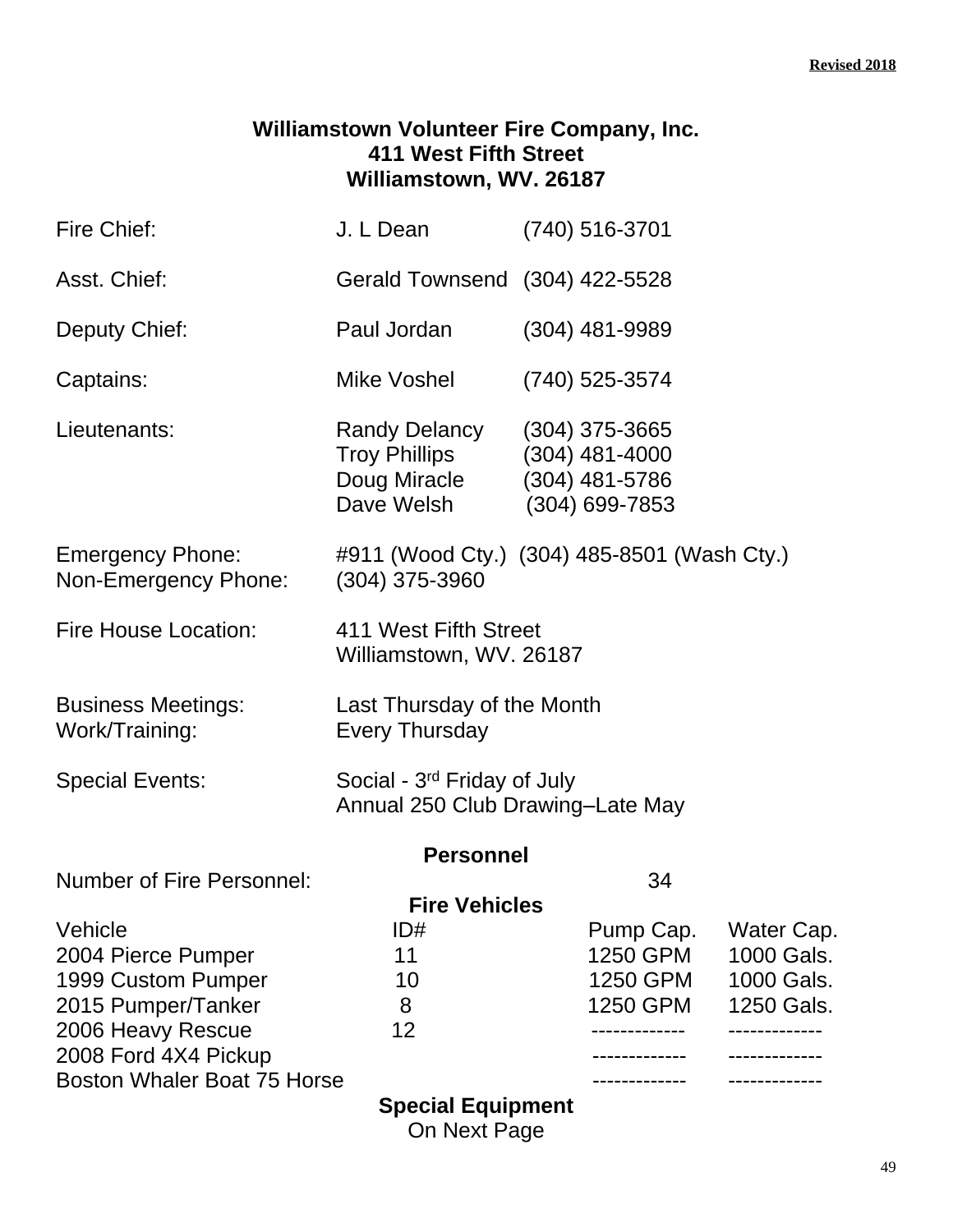**Revised 2018**

## Williamstown Volunteer Fire Company, Inc.
## 411 West Fifth Street
## Williamstown, WV. 26187

| | | |
|---|---|---|
| Fire Chief: | J. L Dean | (740) 516-3701 |
| Asst. Chief: | Gerald Townsend | (304) 422-5528 |
| Deputy Chief: | Paul Jordan | (304) 481-9989 |
| Captains: | Mike Voshel | (740) 525-3574 |
| Lieutenants: | Randy Delancy | (304) 375-3665 |
| | Troy Phillips | (304) 481-4000 |
| | Doug Miracle | (304) 481-5786 |
| | Dave Welsh | (304) 699-7853 |

Emergency Phone: #911 (Wood Cty.) (304) 485-8501 (Wash Cty.)
Non-Emergency Phone: (304) 375-3960

Fire House Location: 411 West Fifth Street
Williamstown, WV. 26187

Business Meetings: Last Thursday of the Month
Work/Training: Every Thursday

Special Events: Social - 3rd Friday of July
Annual 250 Club Drawing–Late May

### Personnel

Number of Fire Personnel: 34

### Fire Vehicles

| Vehicle | ID# | Pump Cap. | Water Cap. |
|---|---|---|---|
| 2004 Pierce Pumper | 11 | 1250 GPM | 1000 Gals. |
| 1999 Custom Pumper | 10 | 1250 GPM | 1000 Gals. |
| 2015 Pumper/Tanker | 8 | 1250 GPM | 1250 Gals. |
| 2006 Heavy Rescue | 12 | ------------- | ------------- |
| 2008 Ford 4X4 Pickup | | ------------- | ------------- |
| Boston Whaler Boat 75 Horse | | ------------- | ------------- |

### Special Equipment
On Next Page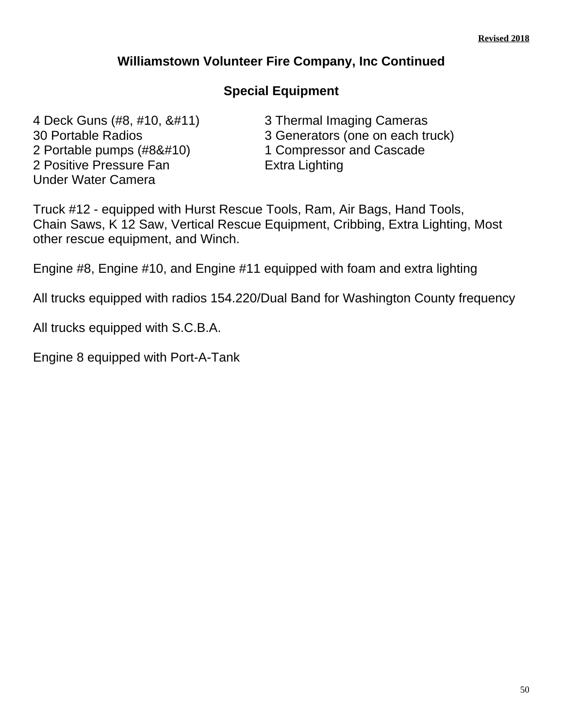## Williamstown Volunteer Fire Company, Inc Continued

### Special Equipment

4 Deck Guns (#8, #10, &#11)
30 Portable Radios
2 Portable pumps (#8&#10)
2 Positive Pressure Fan
Under Water Camera

3 Thermal Imaging Cameras
3 Generators (one on each truck)
1 Compressor and Cascade
Extra Lighting

Truck #12 - equipped with Hurst Rescue Tools, Ram, Air Bags, Hand Tools, Chain Saws, K 12 Saw, Vertical Rescue Equipment, Cribbing, Extra Lighting, Most other rescue equipment, and Winch.

Engine #8, Engine #10, and Engine #11 equipped with foam and extra lighting

All trucks equipped with radios 154.220/Dual Band for Washington County frequency

All trucks equipped with S.C.B.A.

Engine 8 equipped with Port-A-Tank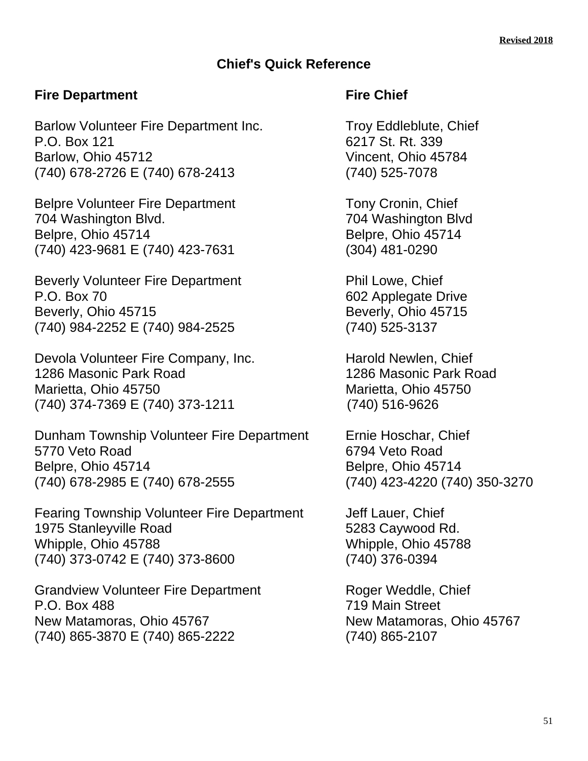Revised 2018

## Chief's Quick Reference

| Fire Department | Fire Chief |
|---|---|
| Barlow Volunteer Fire Department Inc.<br>P.O. Box 121<br>Barlow, Ohio 45712<br>(740) 678-2726 E (740) 678-2413 | Troy Eddleblute, Chief<br>6217 St. Rt. 339<br>Vincent, Ohio 45784<br>(740) 525-7078 |
| Belpre Volunteer Fire Department<br>704 Washington Blvd.<br>Belpre, Ohio 45714<br>(740) 423-9681 E (740) 423-7631 | Tony Cronin, Chief<br>704 Washington Blvd<br>Belpre, Ohio 45714<br>(304) 481-0290 |
| Beverly Volunteer Fire Department<br>P.O. Box 70<br>Beverly, Ohio 45715<br>(740) 984-2252 E (740) 984-2525 | Phil Lowe, Chief<br>602 Applegate Drive<br>Beverly, Ohio 45715<br>(740) 525-3137 |
| Devola Volunteer Fire Company, Inc.<br>1286 Masonic Park Road<br>Marietta, Ohio 45750<br>(740) 374-7369 E (740) 373-1211 | Harold Newlen, Chief<br>1286 Masonic Park Road<br>Marietta, Ohio 45750<br>(740) 516-9626 |
| Dunham Township Volunteer Fire Department<br>5770 Veto Road<br>Belpre, Ohio 45714<br>(740) 678-2985 E (740) 678-2555 | Ernie Hoschar, Chief<br>6794 Veto Road<br>Belpre, Ohio 45714<br>(740) 423-4220 (740) 350-3270 |
| Fearing Township Volunteer Fire Department<br>1975 Stanleyville Road<br>Whipple, Ohio 45788<br>(740) 373-0742 E (740) 373-8600 | Jeff Lauer, Chief<br>5283 Caywood Rd.<br>Whipple, Ohio 45788<br>(740) 376-0394 |
| Grandview Volunteer Fire Department<br>P.O. Box 488<br>New Matamoras, Ohio 45767<br>(740) 865-3870 E (740) 865-2222 | Roger Weddle, Chief<br>719 Main Street<br>New Matamoras, Ohio 45767<br>(740) 865-2107 |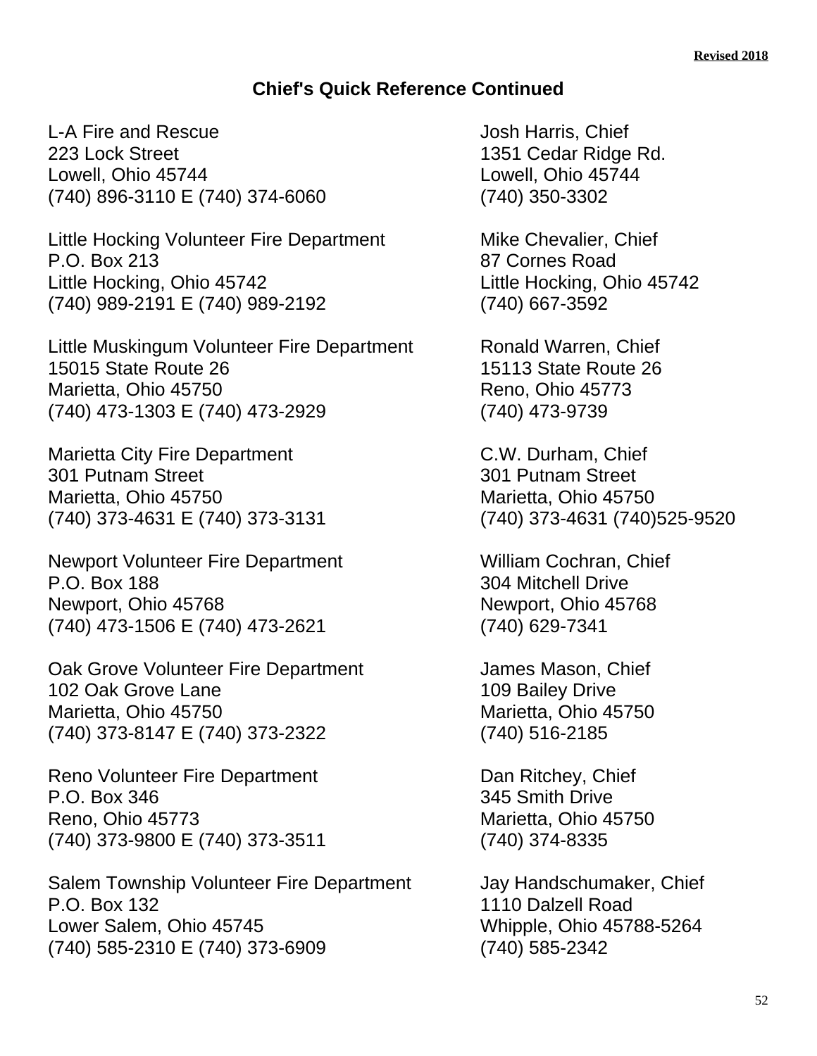**Revised 2018**

## Chief's Quick Reference Continued

| Department | Chief |
|---|---|
| L-A Fire and Rescue<br>223 Lock Street<br>Lowell, Ohio 45744<br>(740) 896-3110 E (740) 374-6060 | Josh Harris, Chief<br>1351 Cedar Ridge Rd.<br>Lowell, Ohio 45744<br>(740) 350-3302 |
| Little Hocking Volunteer Fire Department<br>P.O. Box 213<br>Little Hocking, Ohio 45742<br>(740) 989-2191 E (740) 989-2192 | Mike Chevalier, Chief<br>87 Cornes Road<br>Little Hocking, Ohio 45742<br>(740) 667-3592 |
| Little Muskingum Volunteer Fire Department<br>15015 State Route 26<br>Marietta, Ohio 45750<br>(740) 473-1303 E (740) 473-2929 | Ronald Warren, Chief<br>15113 State Route 26<br>Reno, Ohio 45773<br>(740) 473-9739 |
| Marietta City Fire Department<br>301 Putnam Street<br>Marietta, Ohio 45750<br>(740) 373-4631 E (740) 373-3131 | C.W. Durham, Chief<br>301 Putnam Street<br>Marietta, Ohio 45750<br>(740) 373-4631 (740)525-9520 |
| Newport Volunteer Fire Department<br>P.O. Box 188<br>Newport, Ohio 45768<br>(740) 473-1506 E (740) 473-2621 | William Cochran, Chief<br>304 Mitchell Drive<br>Newport, Ohio 45768<br>(740) 629-7341 |
| Oak Grove Volunteer Fire Department<br>102 Oak Grove Lane<br>Marietta, Ohio 45750<br>(740) 373-8147 E (740) 373-2322 | James Mason, Chief<br>109 Bailey Drive<br>Marietta, Ohio 45750<br>(740) 516-2185 |
| Reno Volunteer Fire Department<br>P.O. Box 346<br>Reno, Ohio 45773<br>(740) 373-9800 E (740) 373-3511 | Dan Ritchey, Chief<br>345 Smith Drive<br>Marietta, Ohio 45750<br>(740) 374-8335 |
| Salem Township Volunteer Fire Department<br>P.O. Box 132<br>Lower Salem, Ohio 45745<br>(740) 585-2310 E (740) 373-6909 | Jay Handschumaker, Chief<br>1110 Dalzell Road<br>Whipple, Ohio 45788-5264<br>(740) 585-2342 |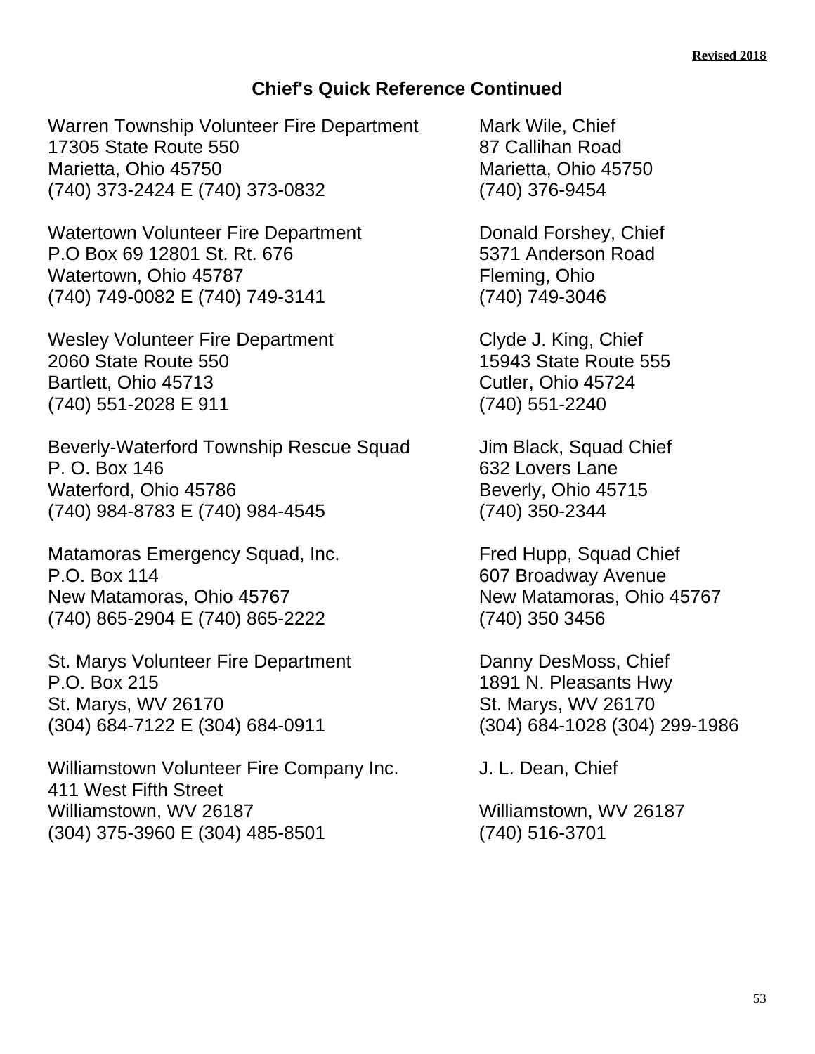## Chief's Quick Reference Continued

Warren Township Volunteer Fire Department
17305 State Route 550
Marietta, Ohio 45750
(740) 373-2424 E (740) 373-0832

Mark Wile, Chief
87 Callihan Road
Marietta, Ohio 45750
(740) 376-9454

Watertown Volunteer Fire Department
P.O Box 69 12801 St. Rt. 676
Watertown, Ohio 45787
(740) 749-0082 E (740) 749-3141

Donald Forshey, Chief
5371 Anderson Road
Fleming, Ohio
(740) 749-3046

Wesley Volunteer Fire Department
2060 State Route 550
Bartlett, Ohio 45713
(740) 551-2028 E 911

Clyde J. King, Chief
15943 State Route 555
Cutler, Ohio 45724
(740) 551-2240

Beverly-Waterford Township Rescue Squad
P. O. Box 146
Waterford, Ohio 45786
(740) 984-8783 E (740) 984-4545

Jim Black, Squad Chief
632 Lovers Lane
Beverly, Ohio 45715
(740) 350-2344

Matamoras Emergency Squad, Inc.
P.O. Box 114
New Matamoras, Ohio 45767
(740) 865-2904 E (740) 865-2222

Fred Hupp, Squad Chief
607 Broadway Avenue
New Matamoras, Ohio 45767
(740) 350 3456

St. Marys Volunteer Fire Department
P.O. Box 215
St. Marys, WV 26170
(304) 684-7122 E (304) 684-0911

Danny DesMoss, Chief
1891 N. Pleasants Hwy
St. Marys, WV 26170
(304) 684-1028 (304) 299-1986

Williamstown Volunteer Fire Company Inc.
411 West Fifth Street
Williamstown, WV 26187
(304) 375-3960 E (304) 485-8501

J. L. Dean, Chief

Williamstown, WV 26187
(740) 516-3701